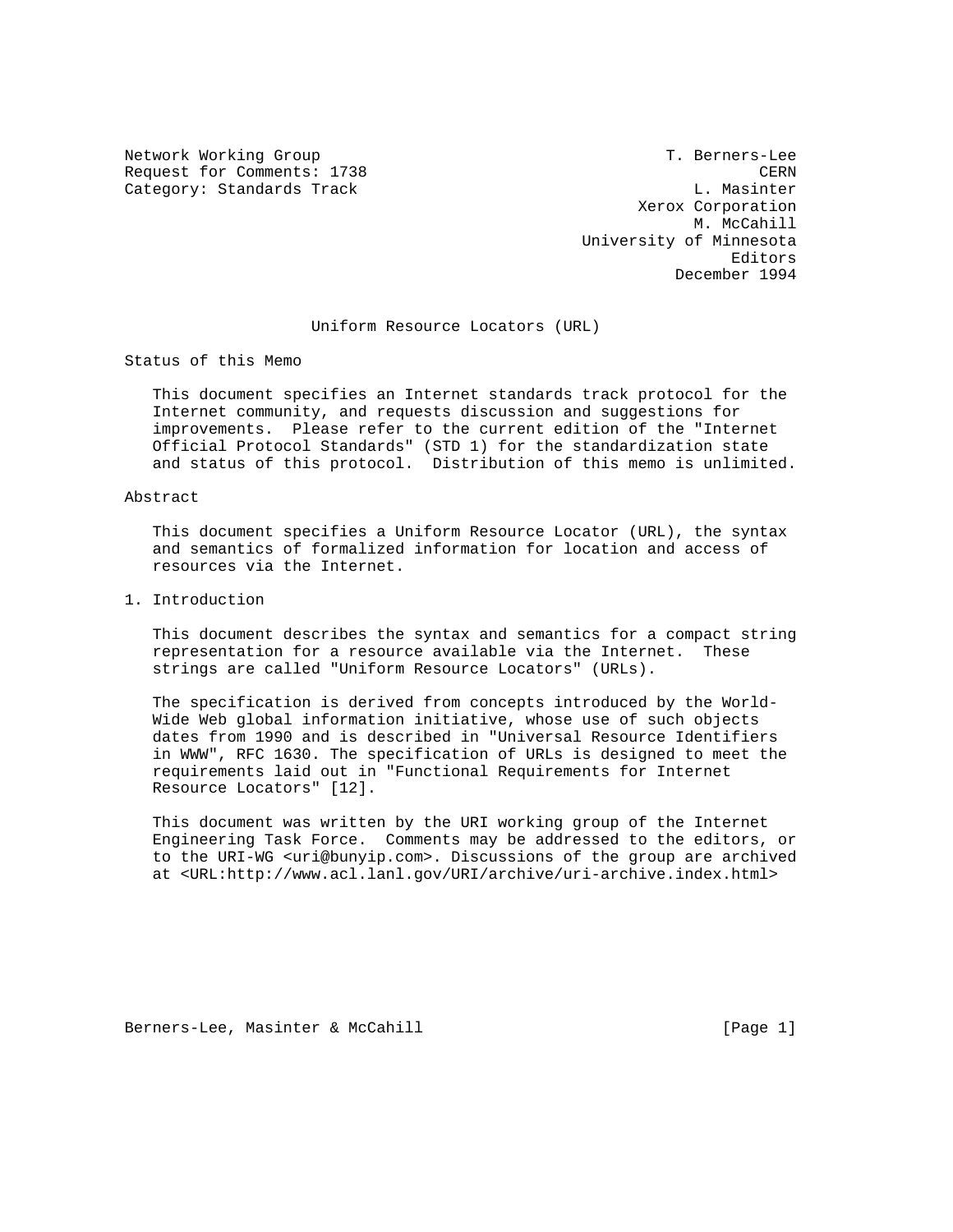Network Working Group T. Berners-Lee
Request for Comments: 1738 CERN
Category: Standards Track L. Masinter
Xerox Corporation
M. McCahill
University of Minnesota
Editors
December 1994

# Uniform Resource Locators (URL)

## Status of this Memo

This document specifies an Internet standards track protocol for the Internet community, and requests discussion and suggestions for improvements. Please refer to the current edition of the "Internet Official Protocol Standards" (STD 1) for the standardization state and status of this protocol. Distribution of this memo is unlimited.

## Abstract

This document specifies a Uniform Resource Locator (URL), the syntax and semantics of formalized information for location and access of resources via the Internet.

## 1. Introduction

This document describes the syntax and semantics for a compact string representation for a resource available via the Internet. These strings are called "Uniform Resource Locators" (URLs).

The specification is derived from concepts introduced by the World-Wide Web global information initiative, whose use of such objects dates from 1990 and is described in "Universal Resource Identifiers in WWW", RFC 1630. The specification of URLs is designed to meet the requirements laid out in "Functional Requirements for Internet Resource Locators" [12].

This document was written by the URI working group of the Internet Engineering Task Force. Comments may be addressed to the editors, or to the URI-WG <uri@bunyip.com>. Discussions of the group are archived at <URL:http://www.acl.lanl.gov/URI/archive/uri-archive.index.html>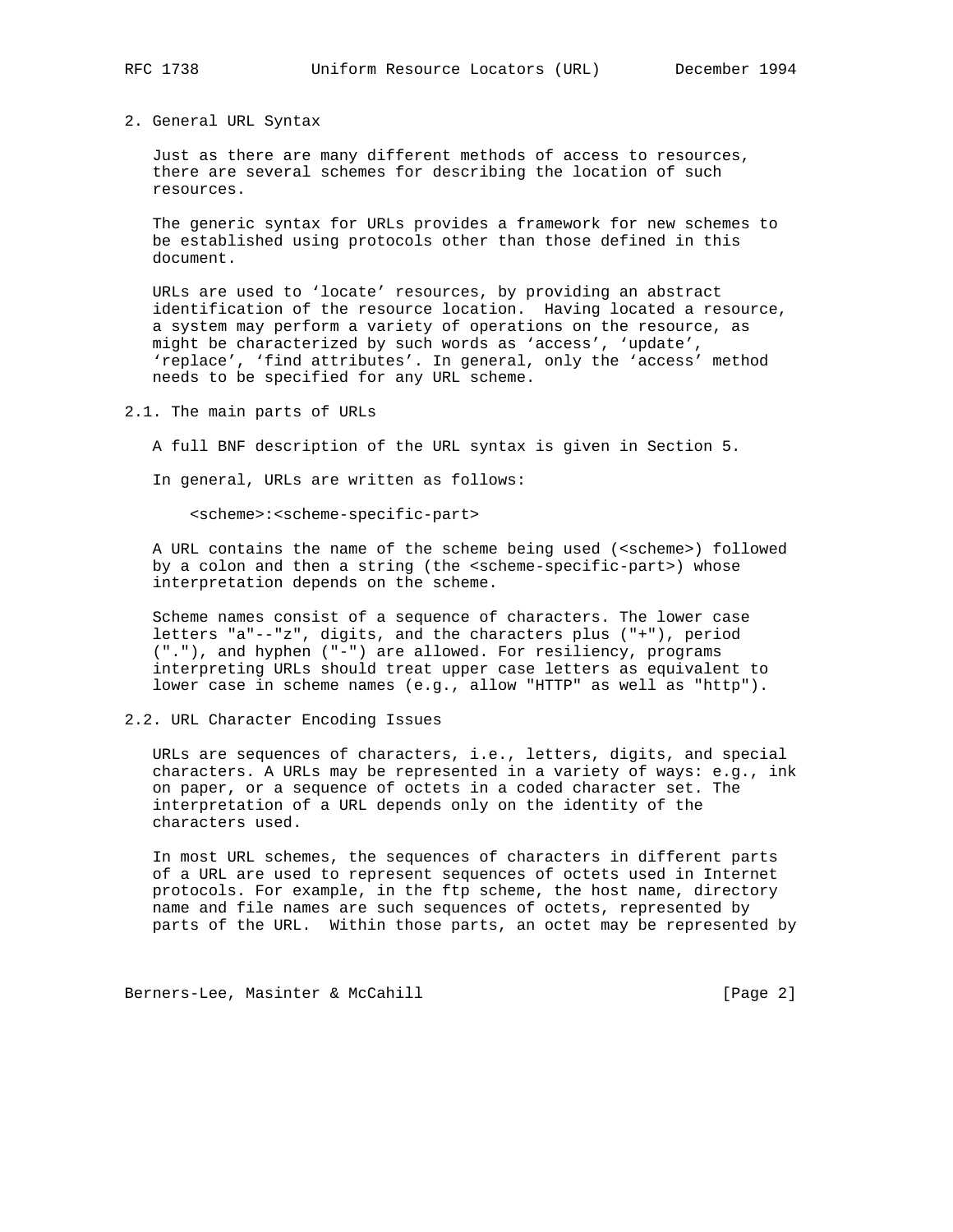## 2. General URL Syntax

Just as there are many different methods of access to resources, there are several schemes for describing the location of such resources.

The generic syntax for URLs provides a framework for new schemes to be established using protocols other than those defined in this document.

URLs are used to ‘locate’ resources, by providing an abstract identification of the resource location. Having located a resource, a system may perform a variety of operations on the resource, as might be characterized by such words as ‘access’, ‘update’, ‘replace’, ‘find attributes’. In general, only the ‘access’ method needs to be specified for any URL scheme.

### 2.1. The main parts of URLs

A full BNF description of the URL syntax is given in Section 5.

In general, URLs are written as follows:

```
<scheme>:<scheme-specific-part>
```

A URL contains the name of the scheme being used (<scheme>) followed by a colon and then a string (the <scheme-specific-part>) whose interpretation depends on the scheme.

Scheme names consist of a sequence of characters. The lower case letters "a"--"z", digits, and the characters plus ("+"), period ("."), and hyphen ("-") are allowed. For resiliency, programs interpreting URLs should treat upper case letters as equivalent to lower case in scheme names (e.g., allow "HTTP" as well as "http").

### 2.2. URL Character Encoding Issues

URLs are sequences of characters, i.e., letters, digits, and special characters. A URLs may be represented in a variety of ways: e.g., ink on paper, or a sequence of octets in a coded character set. The interpretation of a URL depends only on the identity of the characters used.

In most URL schemes, the sequences of characters in different parts of a URL are used to represent sequences of octets used in Internet protocols. For example, in the ftp scheme, the host name, directory name and file names are such sequences of octets, represented by parts of the URL. Within those parts, an octet may be represented by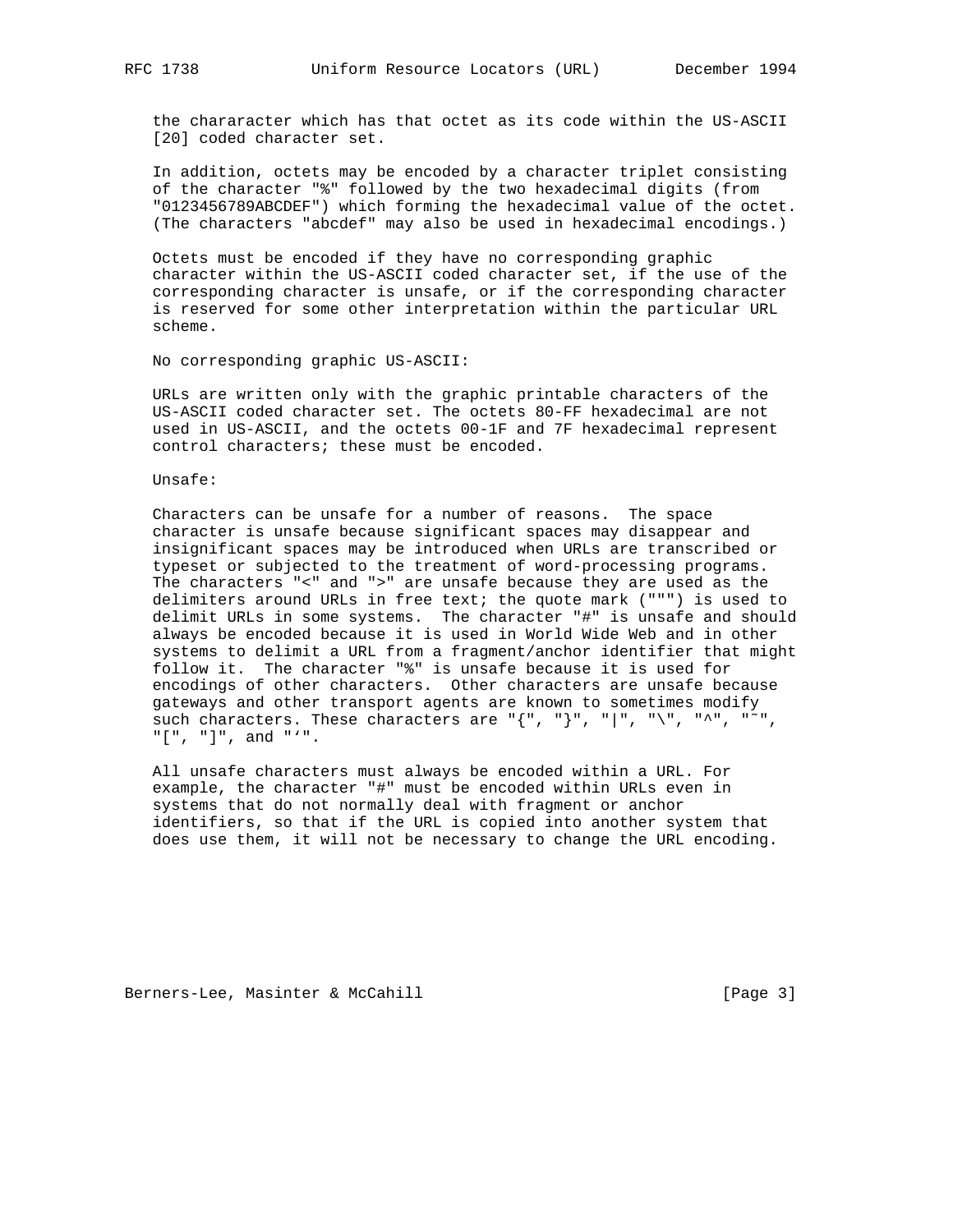the chararacter which has that octet as its code within the US-ASCII [20] coded character set.

In addition, octets may be encoded by a character triplet consisting of the character "%" followed by the two hexadecimal digits (from "0123456789ABCDEF") which forming the hexadecimal value of the octet. (The characters "abcdef" may also be used in hexadecimal encodings.)

Octets must be encoded if they have no corresponding graphic character within the US-ASCII coded character set, if the use of the corresponding character is unsafe, or if the corresponding character is reserved for some other interpretation within the particular URL scheme.

No corresponding graphic US-ASCII:

URLs are written only with the graphic printable characters of the US-ASCII coded character set. The octets 80-FF hexadecimal are not used in US-ASCII, and the octets 00-1F and 7F hexadecimal represent control characters; these must be encoded.

Unsafe:

Characters can be unsafe for a number of reasons. The space character is unsafe because significant spaces may disappear and insignificant spaces may be introduced when URLs are transcribed or typeset or subjected to the treatment of word-processing programs. The characters "<" and ">" are unsafe because they are used as the delimiters around URLs in free text; the quote mark (""") is used to delimit URLs in some systems. The character "#" is unsafe and should always be encoded because it is used in World Wide Web and in other systems to delimit a URL from a fragment/anchor identifier that might follow it. The character "%" is unsafe because it is used for encodings of other characters. Other characters are unsafe because gateways and other transport agents are known to sometimes modify such characters. These characters are "{", "}", "|", "\", "^", "~", "[", "]", and "`".

All unsafe characters must always be encoded within a URL. For example, the character "#" must be encoded within URLs even in systems that do not normally deal with fragment or anchor identifiers, so that if the URL is copied into another system that does use them, it will not be necessary to change the URL encoding.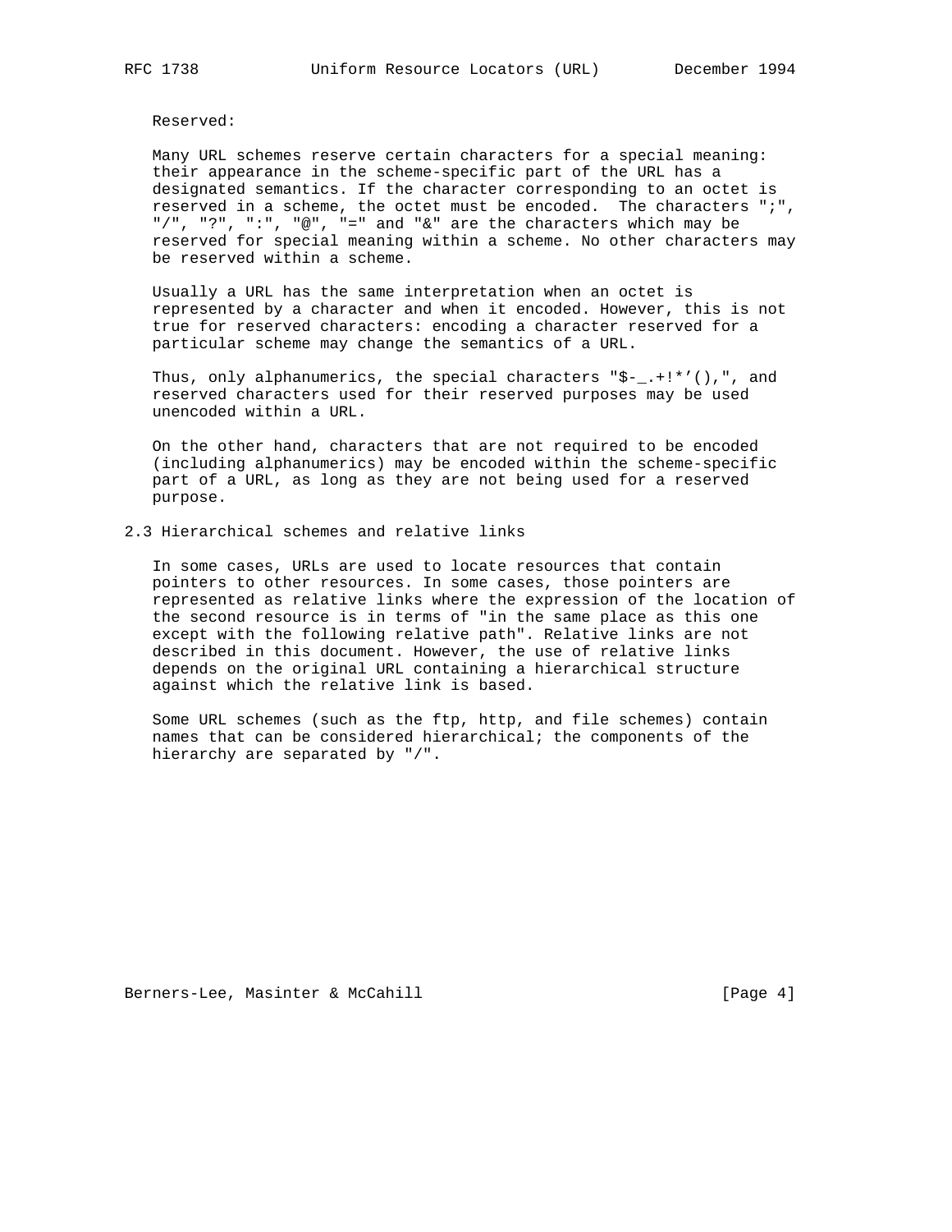Reserved:

Many URL schemes reserve certain characters for a special meaning: their appearance in the scheme-specific part of the URL has a designated semantics. If the character corresponding to an octet is reserved in a scheme, the octet must be encoded. The characters ";", "/", "?", ":", "@", "=" and "&" are the characters which may be reserved for special meaning within a scheme. No other characters may be reserved within a scheme.

Usually a URL has the same interpretation when an octet is represented by a character and when it encoded. However, this is not true for reserved characters: encoding a character reserved for a particular scheme may change the semantics of a URL.

Thus, only alphanumerics, the special characters "$-_.+!*'(),", and reserved characters used for their reserved purposes may be used unencoded within a URL.

On the other hand, characters that are not required to be encoded (including alphanumerics) may be encoded within the scheme-specific part of a URL, as long as they are not being used for a reserved purpose.

## 2.3 Hierarchical schemes and relative links

In some cases, URLs are used to locate resources that contain pointers to other resources. In some cases, those pointers are represented as relative links where the expression of the location of the second resource is in terms of "in the same place as this one except with the following relative path". Relative links are not described in this document. However, the use of relative links depends on the original URL containing a hierarchical structure against which the relative link is based.

Some URL schemes (such as the ftp, http, and file schemes) contain names that can be considered hierarchical; the components of the hierarchy are separated by "/".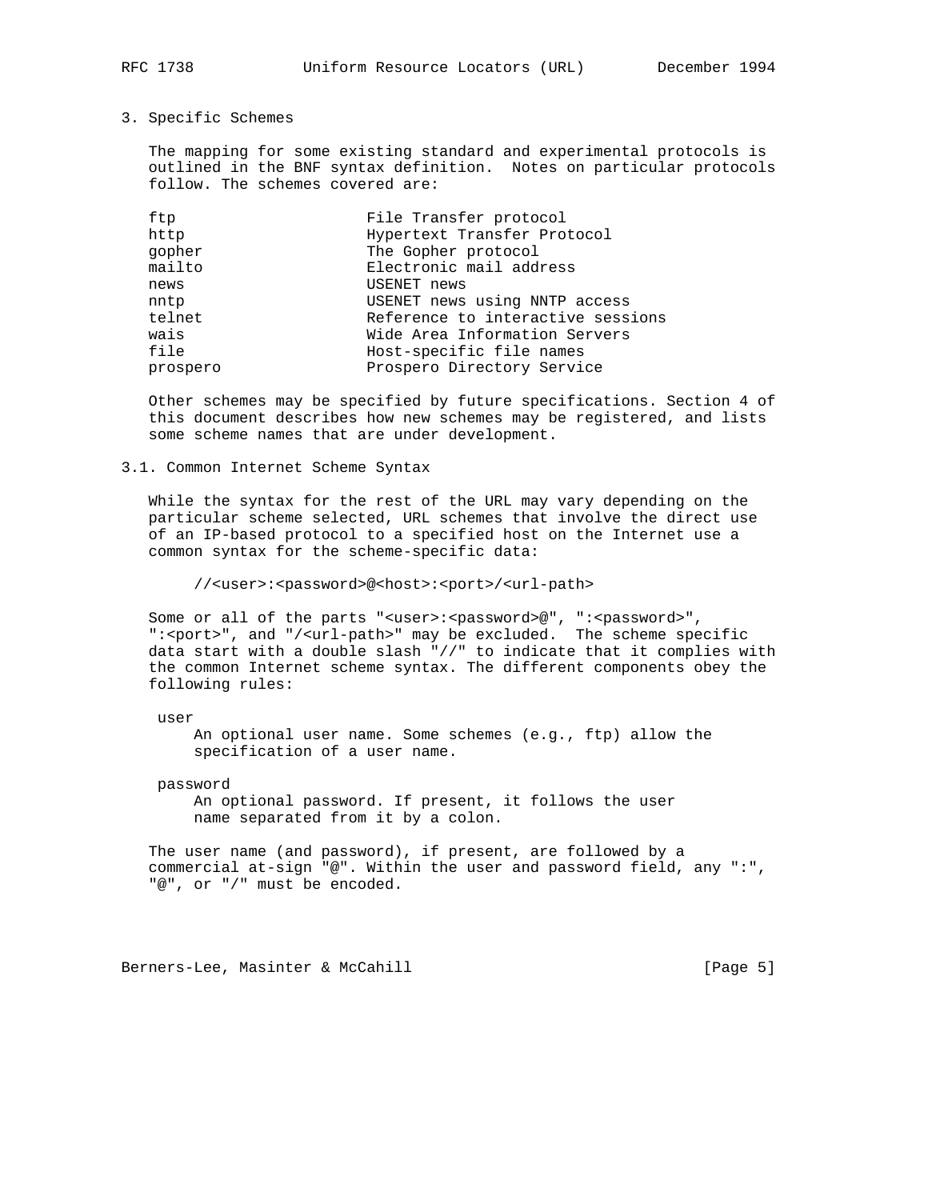## 3. Specific Schemes

The mapping for some existing standard and experimental protocols is outlined in the BNF syntax definition. Notes on particular protocols follow. The schemes covered are:

```
ftp                     File Transfer protocol
http                    Hypertext Transfer Protocol
gopher                  The Gopher protocol
mailto                  Electronic mail address
news                    USENET news
nntp                    USENET news using NNTP access
telnet                  Reference to interactive sessions
wais                    Wide Area Information Servers
file                    Host-specific file names
prospero                Prospero Directory Service
```

Other schemes may be specified by future specifications. Section 4 of this document describes how new schemes may be registered, and lists some scheme names that are under development.

### 3.1. Common Internet Scheme Syntax

While the syntax for the rest of the URL may vary depending on the particular scheme selected, URL schemes that involve the direct use of an IP-based protocol to a specified host on the Internet use a common syntax for the scheme-specific data:

```
//<user>:<password>@<host>:<port>/<url-path>
```

Some or all of the parts "<user>:<password>@", ":<password>", ":<port>", and "/<url-path>" may be excluded. The scheme specific data start with a double slash "//" to indicate that it complies with the common Internet scheme syntax. The different components obey the following rules:

user
: An optional user name. Some schemes (e.g., ftp) allow the specification of a user name.

password
: An optional password. If present, it follows the user name separated from it by a colon.

The user name (and password), if present, are followed by a commercial at-sign "@". Within the user and password field, any ":", "@", or "/" must be encoded.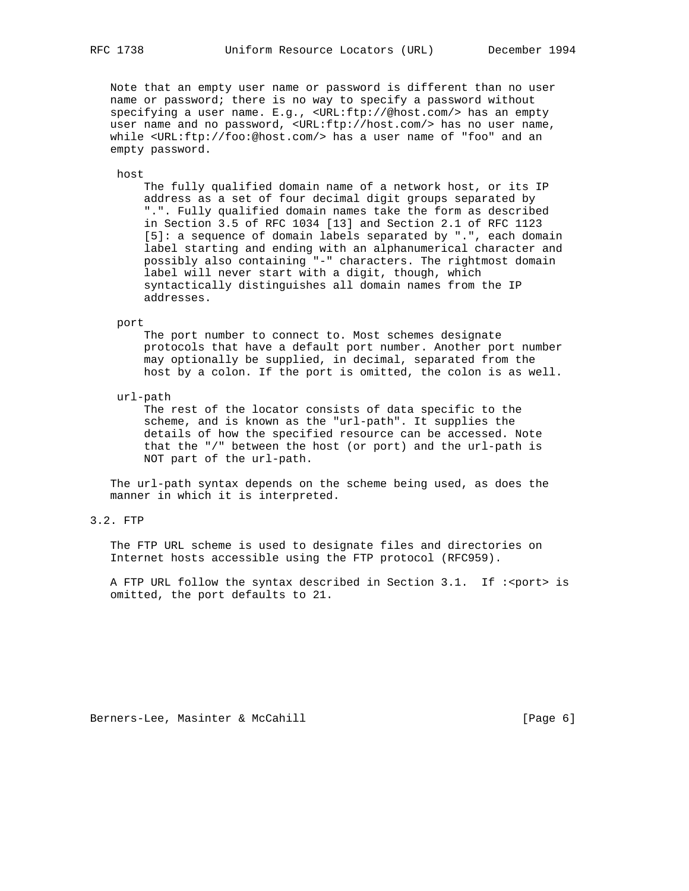Note that an empty user name or password is different than no user name or password; there is no way to specify a password without specifying a user name. E.g., <URL:ftp://@host.com/> has an empty user name and no password, <URL:ftp://host.com/> has no user name, while <URL:ftp://foo:@host.com/> has a user name of "foo" and an empty password.

host
: The fully qualified domain name of a network host, or its IP address as a set of four decimal digit groups separated by ".". Fully qualified domain names take the form as described in Section 3.5 of RFC 1034 [13] and Section 2.1 of RFC 1123 [5]: a sequence of domain labels separated by ".", each domain label starting and ending with an alphanumerical character and possibly also containing "-" characters. The rightmost domain label will never start with a digit, though, which syntactically distinguishes all domain names from the IP addresses.

port
: The port number to connect to. Most schemes designate protocols that have a default port number. Another port number may optionally be supplied, in decimal, separated from the host by a colon. If the port is omitted, the colon is as well.

url-path
: The rest of the locator consists of data specific to the scheme, and is known as the "url-path". It supplies the details of how the specified resource can be accessed. Note that the "/" between the host (or port) and the url-path is NOT part of the url-path.

The url-path syntax depends on the scheme being used, as does the manner in which it is interpreted.

## 3.2. FTP

The FTP URL scheme is used to designate files and directories on Internet hosts accessible using the FTP protocol (RFC959).

A FTP URL follow the syntax described in Section 3.1. If :<port> is omitted, the port defaults to 21.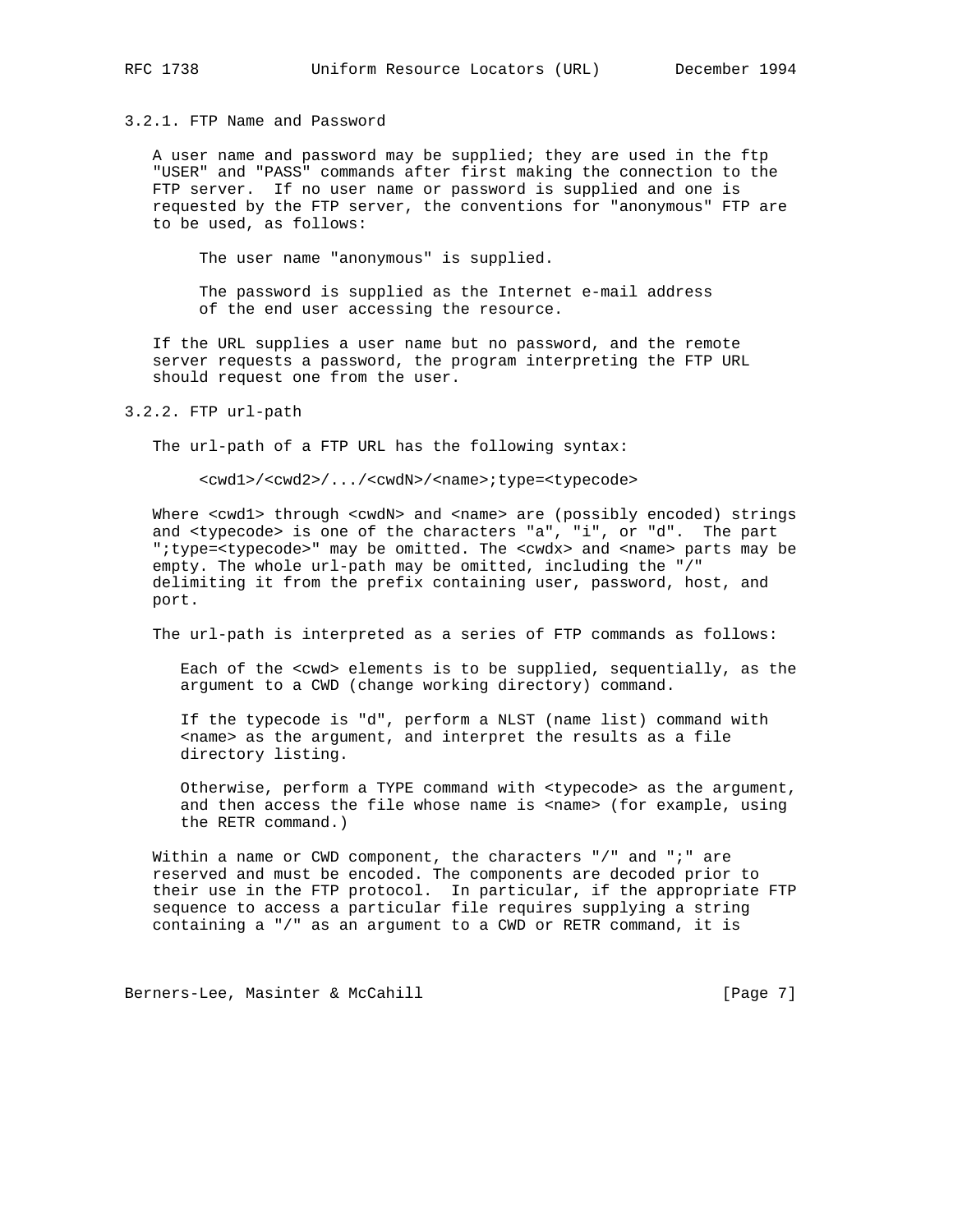### 3.2.1. FTP Name and Password

A user name and password may be supplied; they are used in the ftp "USER" and "PASS" commands after first making the connection to the FTP server. If no user name or password is supplied and one is requested by the FTP server, the conventions for "anonymous" FTP are to be used, as follows:

> The user name "anonymous" is supplied.
>
> The password is supplied as the Internet e-mail address of the end user accessing the resource.

If the URL supplies a user name but no password, and the remote server requests a password, the program interpreting the FTP URL should request one from the user.

### 3.2.2. FTP url-path

The url-path of a FTP URL has the following syntax:

```
<cwd1>/<cwd2>/.../<cwdN>/<name>;type=<typecode>
```

Where <cwd1> through <cwdN> and <name> are (possibly encoded) strings and <typecode> is one of the characters "a", "i", or "d". The part ";type=<typecode>" may be omitted. The <cwdx> and <name> parts may be empty. The whole url-path may be omitted, including the "/" delimiting it from the prefix containing user, password, host, and port.

The url-path is interpreted as a series of FTP commands as follows:

> Each of the <cwd> elements is to be supplied, sequentially, as the argument to a CWD (change working directory) command.
>
> If the typecode is "d", perform a NLST (name list) command with <name> as the argument, and interpret the results as a file directory listing.
>
> Otherwise, perform a TYPE command with <typecode> as the argument, and then access the file whose name is <name> (for example, using the RETR command.)

Within a name or CWD component, the characters "/" and ";" are reserved and must be encoded. The components are decoded prior to their use in the FTP protocol. In particular, if the appropriate FTP sequence to access a particular file requires supplying a string containing a "/" as an argument to a CWD or RETR command, it is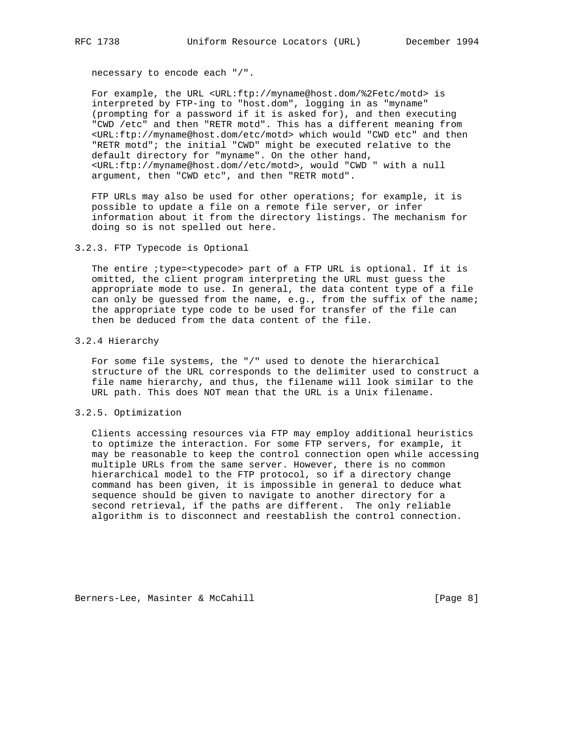necessary to encode each "/".

For example, the URL <URL:ftp://myname@host.dom/%2Fetc/motd> is interpreted by FTP-ing to "host.dom", logging in as "myname" (prompting for a password if it is asked for), and then executing "CWD /etc" and then "RETR motd". This has a different meaning from <URL:ftp://myname@host.dom/etc/motd> which would "CWD etc" and then "RETR motd"; the initial "CWD" might be executed relative to the default directory for "myname". On the other hand, <URL:ftp://myname@host.dom//etc/motd>, would "CWD " with a null argument, then "CWD etc", and then "RETR motd".

FTP URLs may also be used for other operations; for example, it is possible to update a file on a remote file server, or infer information about it from the directory listings. The mechanism for doing so is not spelled out here.

### 3.2.3. FTP Typecode is Optional

The entire ;type=<typecode> part of a FTP URL is optional. If it is omitted, the client program interpreting the URL must guess the appropriate mode to use. In general, the data content type of a file can only be guessed from the name, e.g., from the suffix of the name; the appropriate type code to be used for transfer of the file can then be deduced from the data content of the file.

### 3.2.4 Hierarchy

For some file systems, the "/" used to denote the hierarchical structure of the URL corresponds to the delimiter used to construct a file name hierarchy, and thus, the filename will look similar to the URL path. This does NOT mean that the URL is a Unix filename.

### 3.2.5. Optimization

Clients accessing resources via FTP may employ additional heuristics to optimize the interaction. For some FTP servers, for example, it may be reasonable to keep the control connection open while accessing multiple URLs from the same server. However, there is no common hierarchical model to the FTP protocol, so if a directory change command has been given, it is impossible in general to deduce what sequence should be given to navigate to another directory for a second retrieval, if the paths are different. The only reliable algorithm is to disconnect and reestablish the control connection.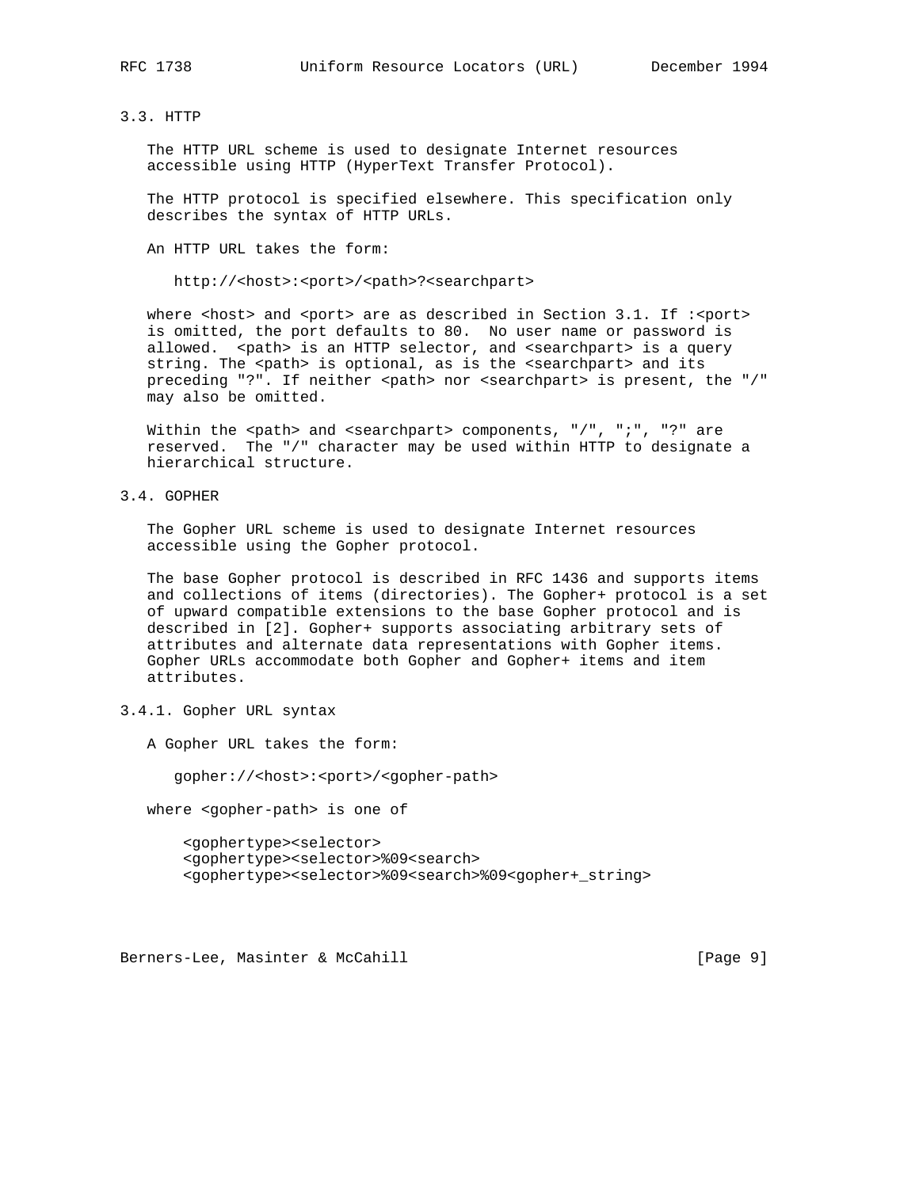## 3.3. HTTP

The HTTP URL scheme is used to designate Internet resources accessible using HTTP (HyperText Transfer Protocol).

The HTTP protocol is specified elsewhere. This specification only describes the syntax of HTTP URLs.

An HTTP URL takes the form:

```
http://<host>:<port>/<path>?<searchpart>
```

where <host> and <port> are as described in Section 3.1. If :<port> is omitted, the port defaults to 80. No user name or password is allowed. <path> is an HTTP selector, and <searchpart> is a query string. The <path> is optional, as is the <searchpart> and its preceding "?". If neither <path> nor <searchpart> is present, the "/" may also be omitted.

Within the <path> and <searchpart> components, "/", ";", "?" are reserved. The "/" character may be used within HTTP to designate a hierarchical structure.

## 3.4. GOPHER

The Gopher URL scheme is used to designate Internet resources accessible using the Gopher protocol.

The base Gopher protocol is described in RFC 1436 and supports items and collections of items (directories). The Gopher+ protocol is a set of upward compatible extensions to the base Gopher protocol and is described in [2]. Gopher+ supports associating arbitrary sets of attributes and alternate data representations with Gopher items. Gopher URLs accommodate both Gopher and Gopher+ items and item attributes.

### 3.4.1. Gopher URL syntax

A Gopher URL takes the form:

```
gopher://<host>:<port>/<gopher-path>
```

where <gopher-path> is one of

```
<gophertype><selector>
<gophertype><selector>%09<search>
<gophertype><selector>%09<search>%09<gopher+_string>
```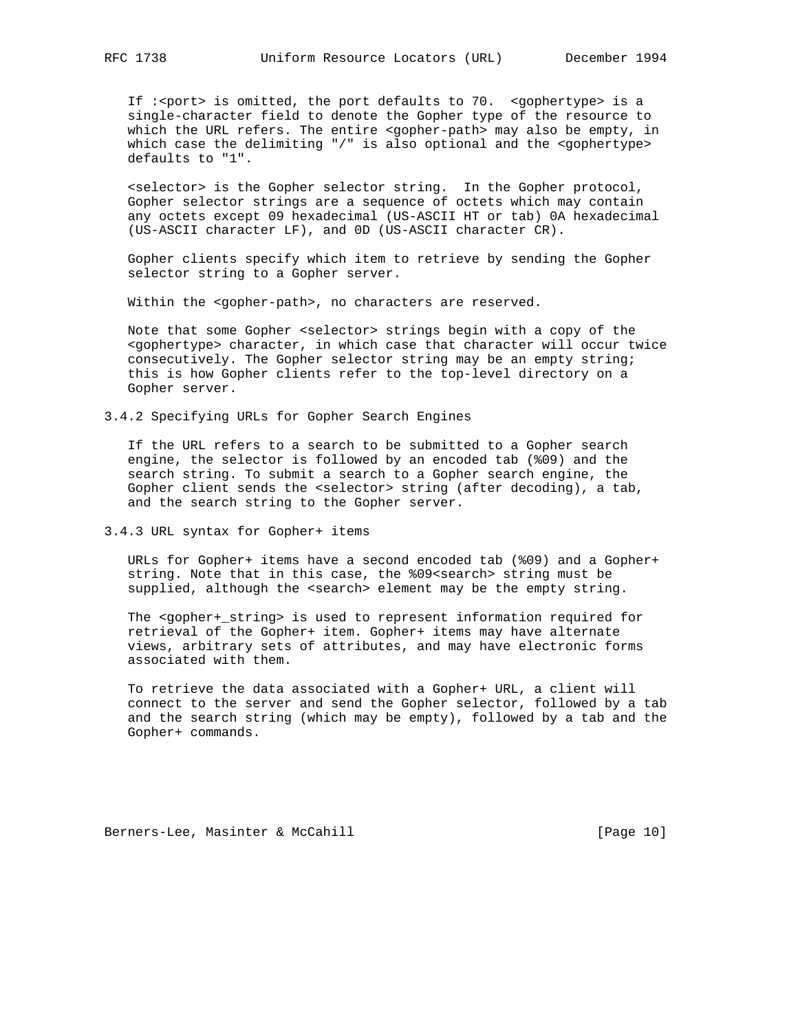If :<port> is omitted, the port defaults to 70. <gophertype> is a single-character field to denote the Gopher type of the resource to which the URL refers. The entire <gopher-path> may also be empty, in which case the delimiting "/" is also optional and the <gophertype> defaults to "1".

<selector> is the Gopher selector string. In the Gopher protocol, Gopher selector strings are a sequence of octets which may contain any octets except 09 hexadecimal (US-ASCII HT or tab) 0A hexadecimal (US-ASCII character LF), and 0D (US-ASCII character CR).

Gopher clients specify which item to retrieve by sending the Gopher selector string to a Gopher server.

Within the <gopher-path>, no characters are reserved.

Note that some Gopher <selector> strings begin with a copy of the <gophertype> character, in which case that character will occur twice consecutively. The Gopher selector string may be an empty string; this is how Gopher clients refer to the top-level directory on a Gopher server.

### 3.4.2 Specifying URLs for Gopher Search Engines

If the URL refers to a search to be submitted to a Gopher search engine, the selector is followed by an encoded tab (%09) and the search string. To submit a search to a Gopher search engine, the Gopher client sends the <selector> string (after decoding), a tab, and the search string to the Gopher server.

### 3.4.3 URL syntax for Gopher+ items

URLs for Gopher+ items have a second encoded tab (%09) and a Gopher+ string. Note that in this case, the %09<search> string must be supplied, although the <search> element may be the empty string.

The <gopher+_string> is used to represent information required for retrieval of the Gopher+ item. Gopher+ items may have alternate views, arbitrary sets of attributes, and may have electronic forms associated with them.

To retrieve the data associated with a Gopher+ URL, a client will connect to the server and send the Gopher selector, followed by a tab and the search string (which may be empty), followed by a tab and the Gopher+ commands.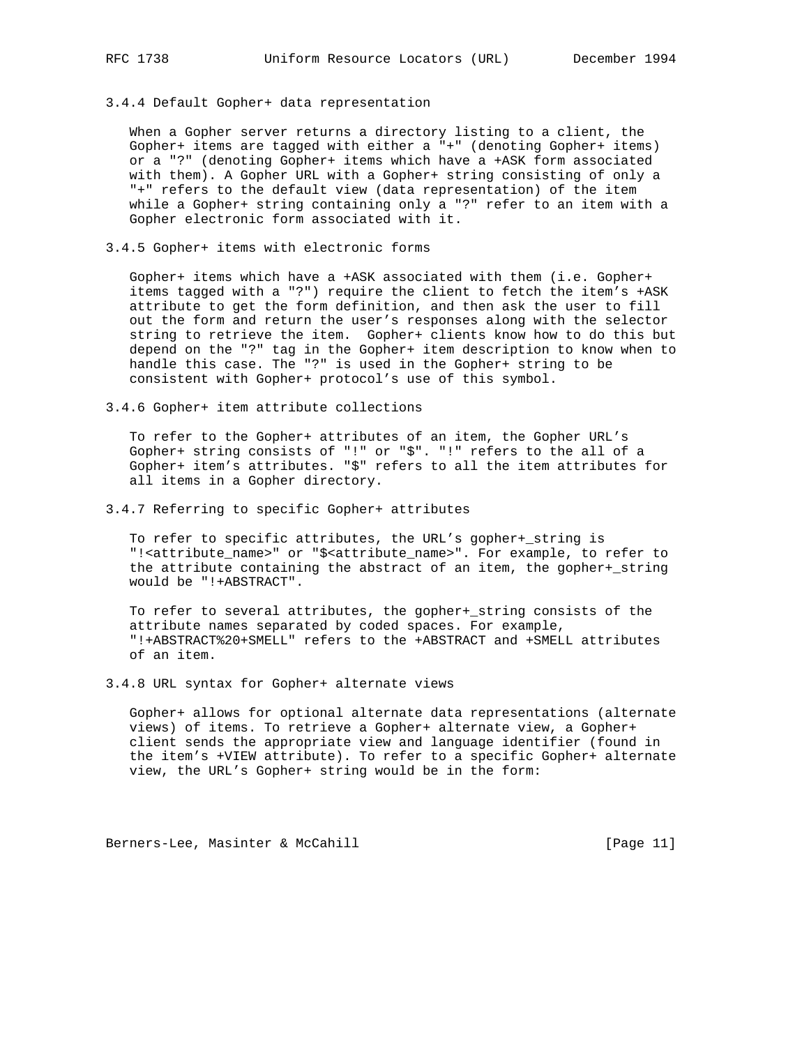### 3.4.4 Default Gopher+ data representation

When a Gopher server returns a directory listing to a client, the Gopher+ items are tagged with either a "+" (denoting Gopher+ items) or a "?" (denoting Gopher+ items which have a +ASK form associated with them). A Gopher URL with a Gopher+ string consisting of only a "+" refers to the default view (data representation) of the item while a Gopher+ string containing only a "?" refer to an item with a Gopher electronic form associated with it.

### 3.4.5 Gopher+ items with electronic forms

Gopher+ items which have a +ASK associated with them (i.e. Gopher+ items tagged with a "?") require the client to fetch the item's +ASK attribute to get the form definition, and then ask the user to fill out the form and return the user's responses along with the selector string to retrieve the item. Gopher+ clients know how to do this but depend on the "?" tag in the Gopher+ item description to know when to handle this case. The "?" is used in the Gopher+ string to be consistent with Gopher+ protocol's use of this symbol.

### 3.4.6 Gopher+ item attribute collections

To refer to the Gopher+ attributes of an item, the Gopher URL's Gopher+ string consists of "!" or "$". "!" refers to the all of a Gopher+ item's attributes. "$" refers to all the item attributes for all items in a Gopher directory.

### 3.4.7 Referring to specific Gopher+ attributes

To refer to specific attributes, the URL's gopher+_string is "!<attribute_name>" or "$<attribute_name>". For example, to refer to the attribute containing the abstract of an item, the gopher+_string would be "!+ABSTRACT".

To refer to several attributes, the gopher+_string consists of the attribute names separated by coded spaces. For example, "!+ABSTRACT%20+SMELL" refers to the +ABSTRACT and +SMELL attributes of an item.

### 3.4.8 URL syntax for Gopher+ alternate views

Gopher+ allows for optional alternate data representations (alternate views) of items. To retrieve a Gopher+ alternate view, a Gopher+ client sends the appropriate view and language identifier (found in the item's +VIEW attribute). To refer to a specific Gopher+ alternate view, the URL's Gopher+ string would be in the form: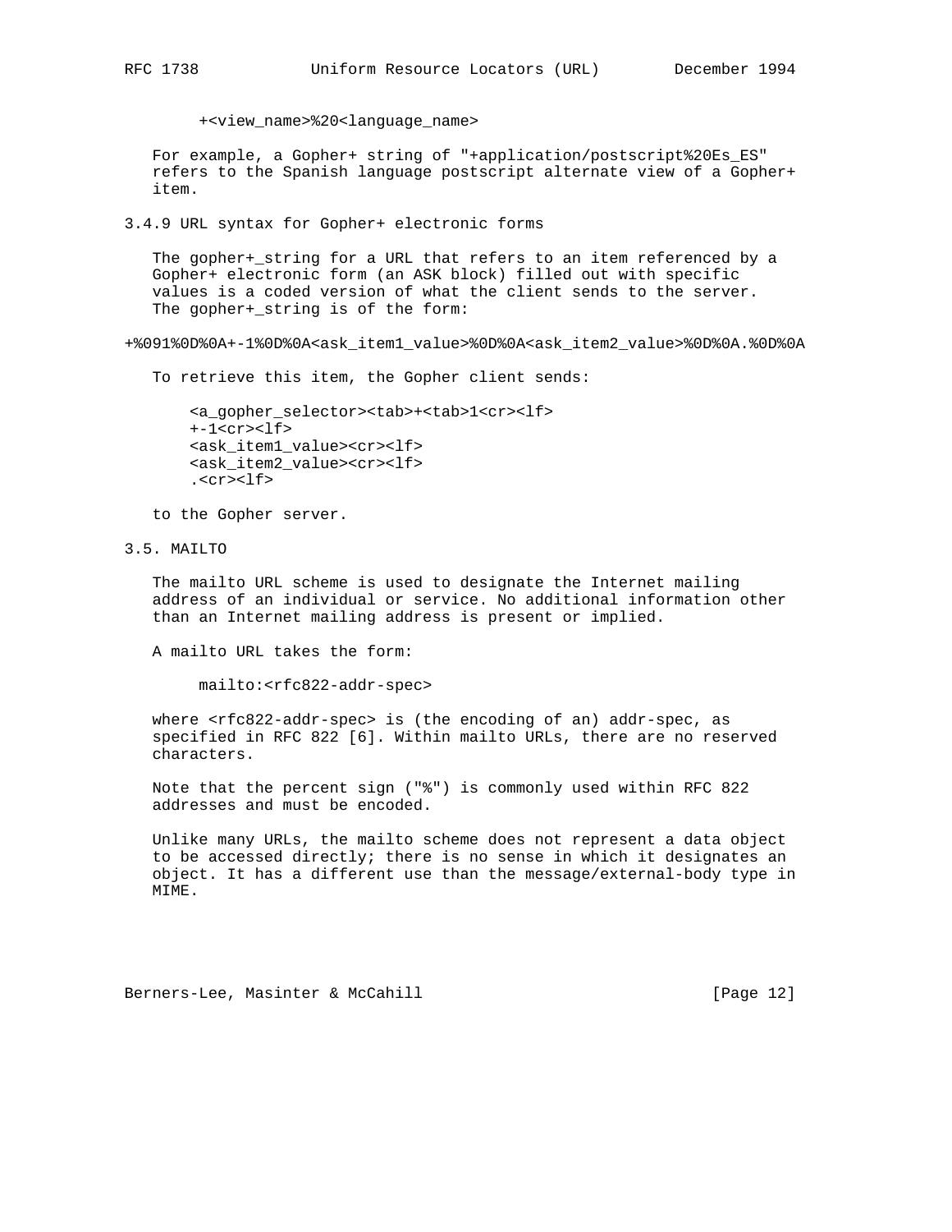```
+<view_name>%20<language_name>
```

For example, a Gopher+ string of "+application/postscript%20Es_ES" refers to the Spanish language postscript alternate view of a Gopher+ item.

### 3.4.9 URL syntax for Gopher+ electronic forms

The gopher+_string for a URL that refers to an item referenced by a Gopher+ electronic form (an ASK block) filled out with specific values is a coded version of what the client sends to the server. The gopher+_string is of the form:

```
+%091%0D%0A+-1%0D%0A<ask_item1_value>%0D%0A<ask_item2_value>%0D%0A.%0D%0A
```

To retrieve this item, the Gopher client sends:

```
<a_gopher_selector><tab>+<tab>1<cr><lf>
+-1<cr><lf>
<ask_item1_value><cr><lf>
<ask_item2_value><cr><lf>
.<cr><lf>
```

to the Gopher server.

## 3.5. MAILTO

The mailto URL scheme is used to designate the Internet mailing address of an individual or service. No additional information other than an Internet mailing address is present or implied.

A mailto URL takes the form:

```
mailto:<rfc822-addr-spec>
```

where <rfc822-addr-spec> is (the encoding of an) addr-spec, as specified in RFC 822 [6]. Within mailto URLs, there are no reserved characters.

Note that the percent sign ("%") is commonly used within RFC 822 addresses and must be encoded.

Unlike many URLs, the mailto scheme does not represent a data object to be accessed directly; there is no sense in which it designates an object. It has a different use than the message/external-body type in MIME.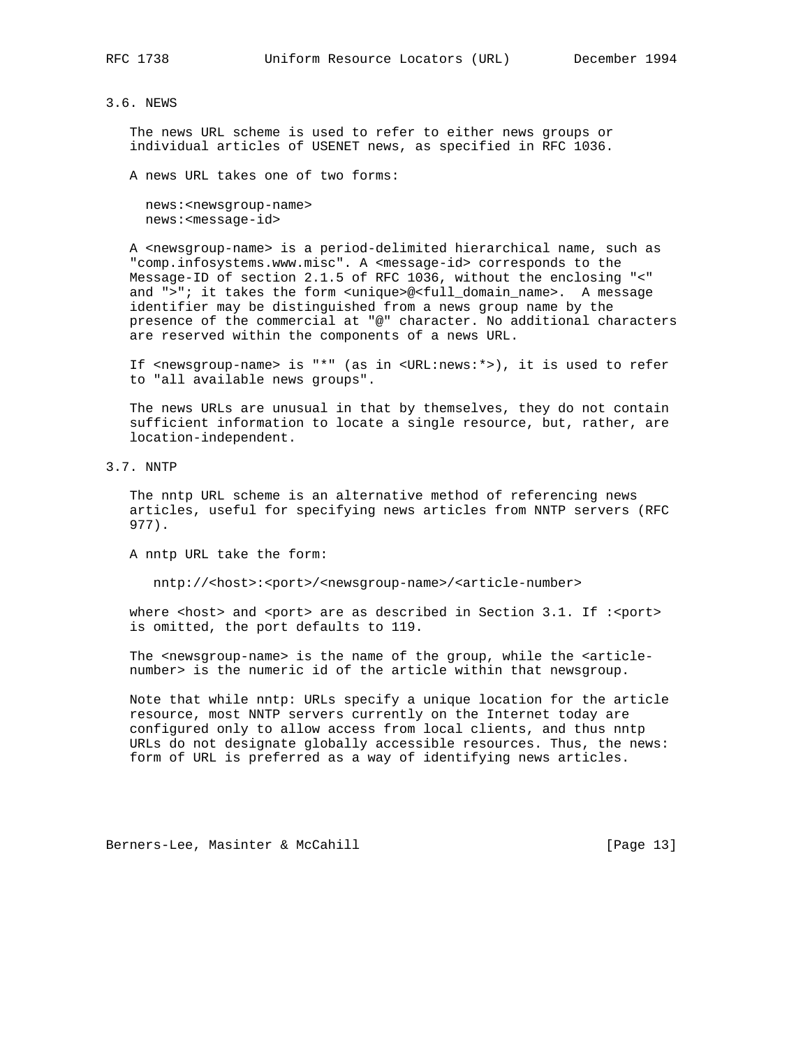### 3.6. NEWS

The news URL scheme is used to refer to either news groups or individual articles of USENET news, as specified in RFC 1036.

A news URL takes one of two forms:

```
news:<newsgroup-name>
news:<message-id>
```

A <newsgroup-name> is a period-delimited hierarchical name, such as "comp.infosystems.www.misc". A <message-id> corresponds to the Message-ID of section 2.1.5 of RFC 1036, without the enclosing "<" and ">"; it takes the form <unique>@<full_domain_name>. A message identifier may be distinguished from a news group name by the presence of the commercial at "@" character. No additional characters are reserved within the components of a news URL.

If <newsgroup-name> is "*" (as in <URL:news:*>), it is used to refer to "all available news groups".

The news URLs are unusual in that by themselves, they do not contain sufficient information to locate a single resource, but, rather, are location-independent.

### 3.7. NNTP

The nntp URL scheme is an alternative method of referencing news articles, useful for specifying news articles from NNTP servers (RFC 977).

A nntp URL take the form:

```
nntp://<host>:<port>/<newsgroup-name>/<article-number>
```

where <host> and <port> are as described in Section 3.1. If :<port> is omitted, the port defaults to 119.

The <newsgroup-name> is the name of the group, while the <article-number> is the numeric id of the article within that newsgroup.

Note that while nntp: URLs specify a unique location for the article resource, most NNTP servers currently on the Internet today are configured only to allow access from local clients, and thus nntp URLs do not designate globally accessible resources. Thus, the news: form of URL is preferred as a way of identifying news articles.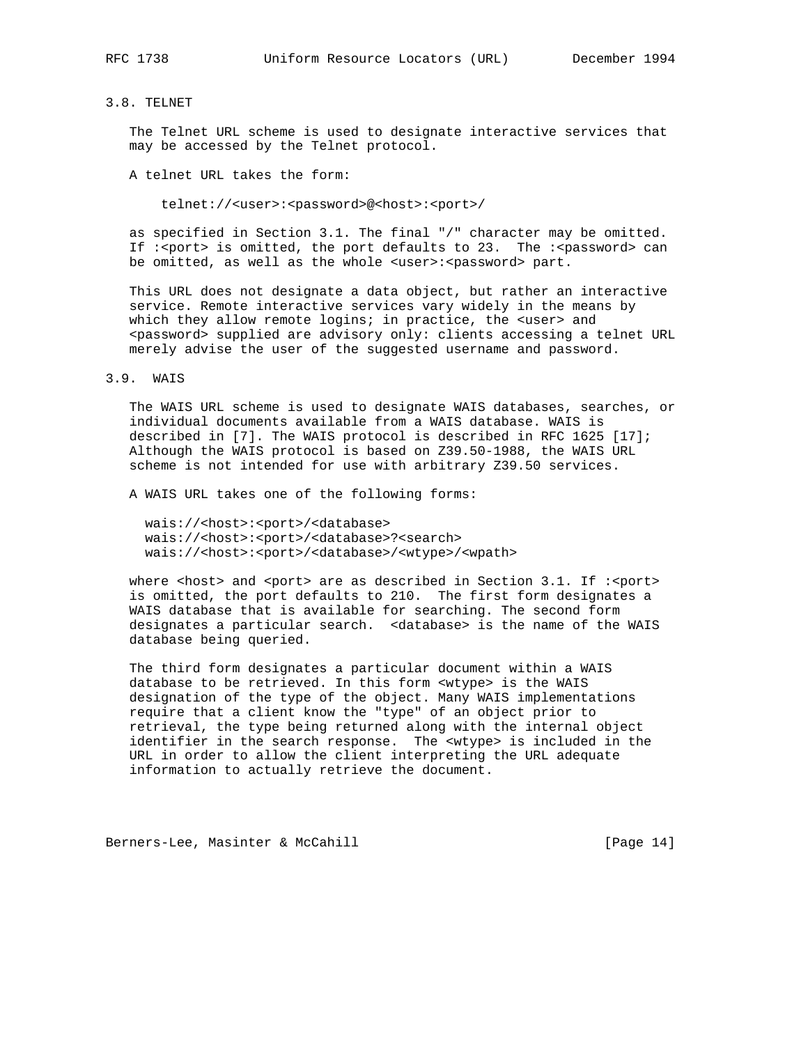### 3.8. TELNET

The Telnet URL scheme is used to designate interactive services that may be accessed by the Telnet protocol.

A telnet URL takes the form:

```
telnet://<user>:<password>@<host>:<port>/
```

as specified in Section 3.1. The final "/" character may be omitted. If :<port> is omitted, the port defaults to 23. The :<password> can be omitted, as well as the whole <user>:<password> part.

This URL does not designate a data object, but rather an interactive service. Remote interactive services vary widely in the means by which they allow remote logins; in practice, the <user> and <password> supplied are advisory only: clients accessing a telnet URL merely advise the user of the suggested username and password.

### 3.9. WAIS

The WAIS URL scheme is used to designate WAIS databases, searches, or individual documents available from a WAIS database. WAIS is described in [7]. The WAIS protocol is described in RFC 1625 [17]; Although the WAIS protocol is based on Z39.50-1988, the WAIS URL scheme is not intended for use with arbitrary Z39.50 services.

A WAIS URL takes one of the following forms:

```
wais://<host>:<port>/<database>
wais://<host>:<port>/<database>?<search>
wais://<host>:<port>/<database>/<wtype>/<wpath>
```

where <host> and <port> are as described in Section 3.1. If :<port> is omitted, the port defaults to 210. The first form designates a WAIS database that is available for searching. The second form designates a particular search. <database> is the name of the WAIS database being queried.

The third form designates a particular document within a WAIS database to be retrieved. In this form <wtype> is the WAIS designation of the type of the object. Many WAIS implementations require that a client know the "type" of an object prior to retrieval, the type being returned along with the internal object identifier in the search response. The <wtype> is included in the URL in order to allow the client interpreting the URL adequate information to actually retrieve the document.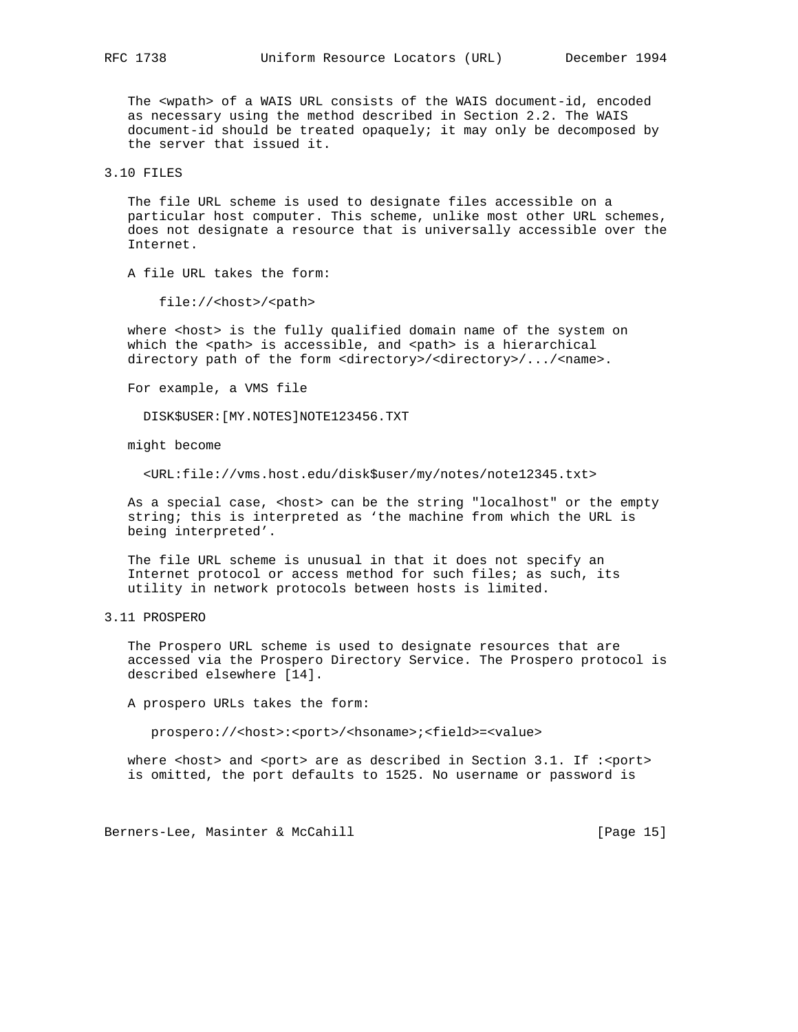The <wpath> of a WAIS URL consists of the WAIS document-id, encoded as necessary using the method described in Section 2.2. The WAIS document-id should be treated opaquely; it may only be decomposed by the server that issued it.

## 3.10 FILES

The file URL scheme is used to designate files accessible on a particular host computer. This scheme, unlike most other URL schemes, does not designate a resource that is universally accessible over the Internet.

A file URL takes the form:

```
file://<host>/<path>
```

where <host> is the fully qualified domain name of the system on which the <path> is accessible, and <path> is a hierarchical directory path of the form <directory>/<directory>/.../<name>.

For example, a VMS file

```
DISK$USER:[MY.NOTES]NOTE123456.TXT
```

might become

```
<URL:file://vms.host.edu/disk$user/my/notes/note12345.txt>
```

As a special case, <host> can be the string "localhost" or the empty string; this is interpreted as 'the machine from which the URL is being interpreted'.

The file URL scheme is unusual in that it does not specify an Internet protocol or access method for such files; as such, its utility in network protocols between hosts is limited.

## 3.11 PROSPERO

The Prospero URL scheme is used to designate resources that are accessed via the Prospero Directory Service. The Prospero protocol is described elsewhere [14].

A prospero URLs takes the form:

```
prospero://<host>:<port>/<hsoname>;<field>=<value>
```

where <host> and <port> are as described in Section 3.1. If :<port> is omitted, the port defaults to 1525. No username or password is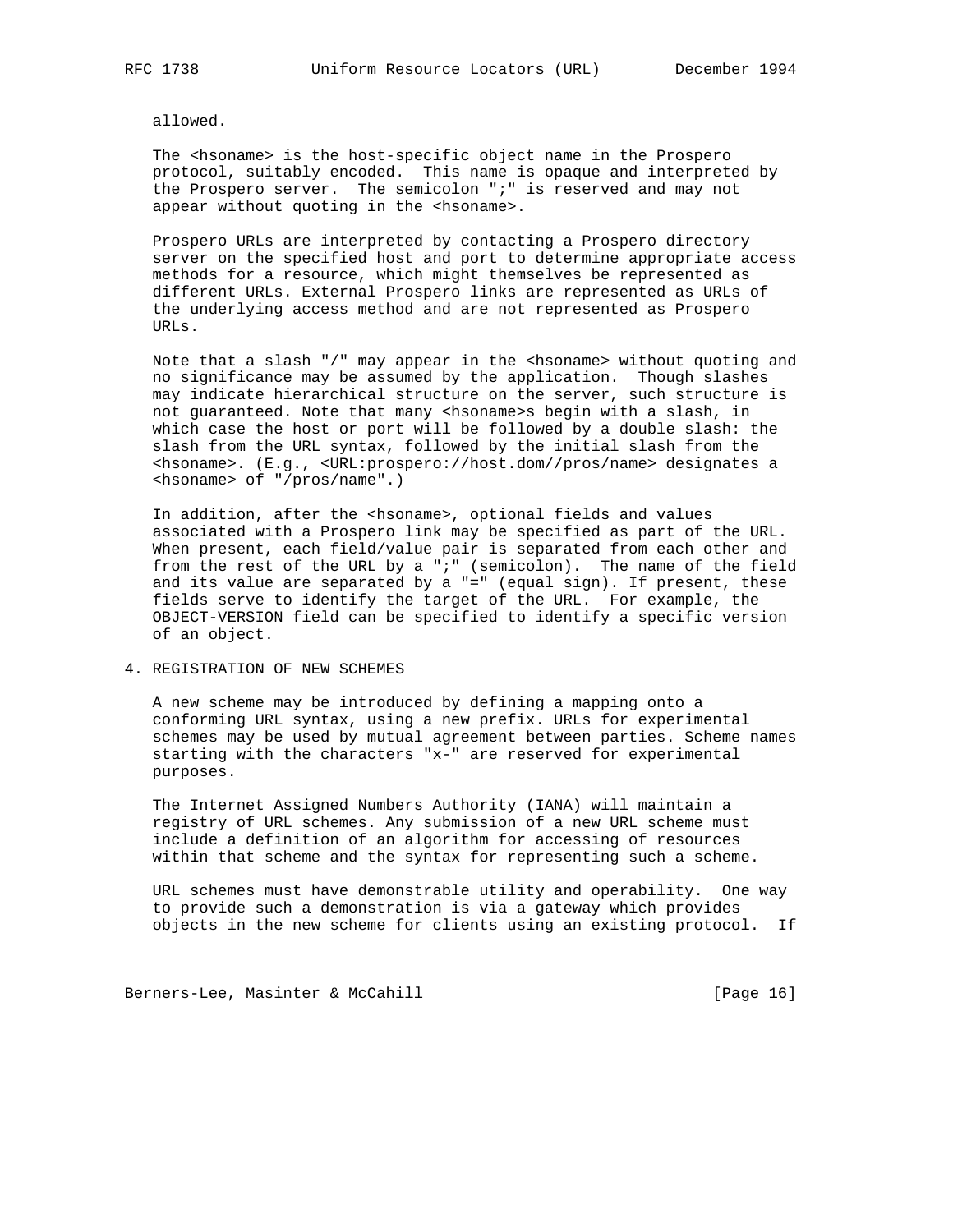allowed.

The <hsoname> is the host-specific object name in the Prospero protocol, suitably encoded. This name is opaque and interpreted by the Prospero server. The semicolon ";" is reserved and may not appear without quoting in the <hsoname>.

Prospero URLs are interpreted by contacting a Prospero directory server on the specified host and port to determine appropriate access methods for a resource, which might themselves be represented as different URLs. External Prospero links are represented as URLs of the underlying access method and are not represented as Prospero URLs.

Note that a slash "/" may appear in the <hsoname> without quoting and no significance may be assumed by the application. Though slashes may indicate hierarchical structure on the server, such structure is not guaranteed. Note that many <hsoname>s begin with a slash, in which case the host or port will be followed by a double slash: the slash from the URL syntax, followed by the initial slash from the <hsoname>. (E.g., <URL:prospero://host.dom//pros/name> designates a <hsoname> of "/pros/name".)

In addition, after the <hsoname>, optional fields and values associated with a Prospero link may be specified as part of the URL. When present, each field/value pair is separated from each other and from the rest of the URL by a ";" (semicolon). The name of the field and its value are separated by a "=" (equal sign). If present, these fields serve to identify the target of the URL. For example, the OBJECT-VERSION field can be specified to identify a specific version of an object.

## 4. REGISTRATION OF NEW SCHEMES

A new scheme may be introduced by defining a mapping onto a conforming URL syntax, using a new prefix. URLs for experimental schemes may be used by mutual agreement between parties. Scheme names starting with the characters "x-" are reserved for experimental purposes.

The Internet Assigned Numbers Authority (IANA) will maintain a registry of URL schemes. Any submission of a new URL scheme must include a definition of an algorithm for accessing of resources within that scheme and the syntax for representing such a scheme.

URL schemes must have demonstrable utility and operability. One way to provide such a demonstration is via a gateway which provides objects in the new scheme for clients using an existing protocol. If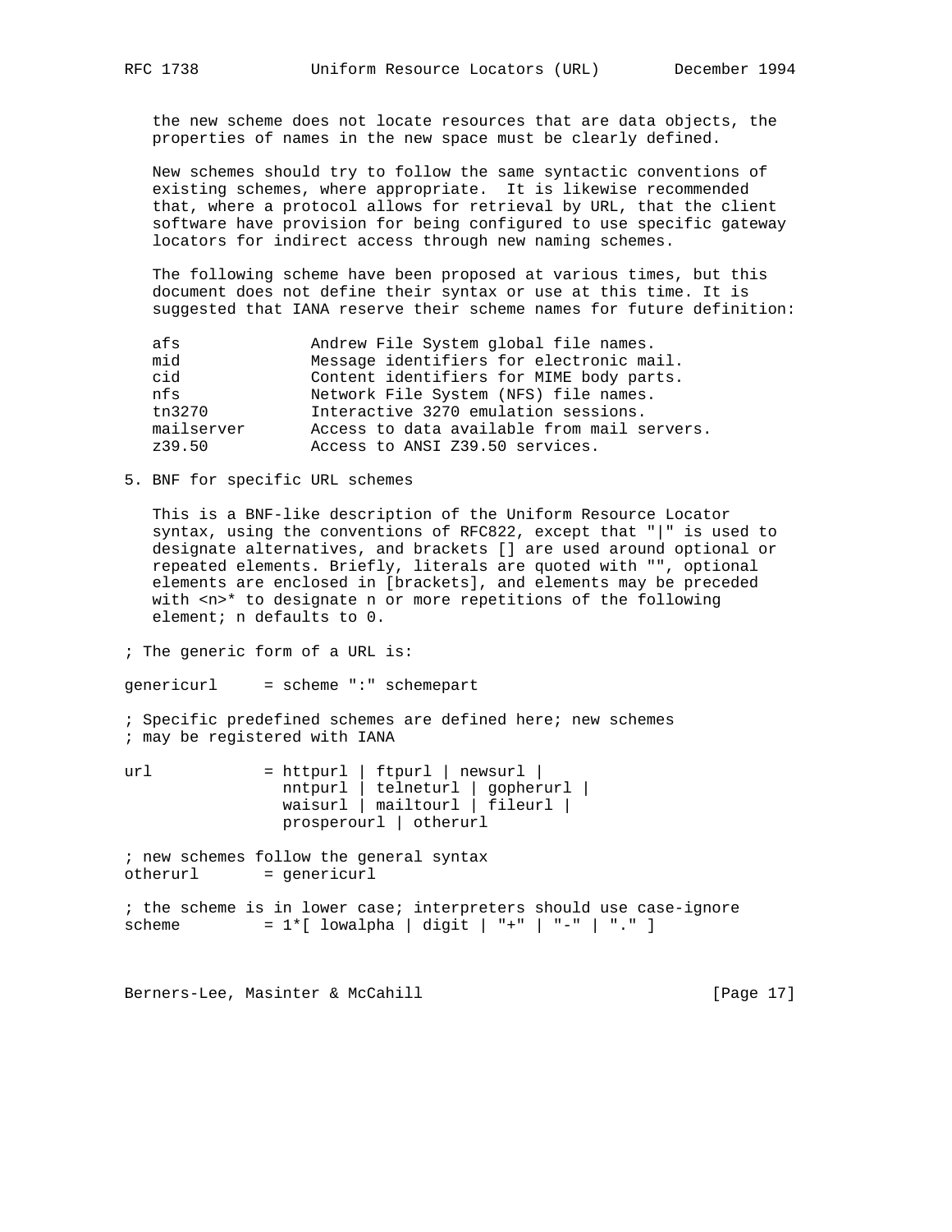the new scheme does not locate resources that are data objects, the properties of names in the new space must be clearly defined.

New schemes should try to follow the same syntactic conventions of existing schemes, where appropriate. It is likewise recommended that, where a protocol allows for retrieval by URL, that the client software have provision for being configured to use specific gateway locators for indirect access through new naming schemes.

The following scheme have been proposed at various times, but this document does not define their syntax or use at this time. It is suggested that IANA reserve their scheme names for future definition:

```
afs              Andrew File System global file names.
mid              Message identifiers for electronic mail.
cid              Content identifiers for MIME body parts.
nfs              Network File System (NFS) file names.
tn3270           Interactive 3270 emulation sessions.
mailserver       Access to data available from mail servers.
z39.50           Access to ANSI Z39.50 services.
```

## 5. BNF for specific URL schemes

This is a BNF-like description of the Uniform Resource Locator syntax, using the conventions of RFC822, except that "|" is used to designate alternatives, and brackets [] are used around optional or repeated elements. Briefly, literals are quoted with "", optional elements are enclosed in [brackets], and elements may be preceded with <n>* to designate n or more repetitions of the following element; n defaults to 0.

```
; The generic form of a URL is:

genericurl     = scheme ":" schemepart

; Specific predefined schemes are defined here; new schemes
; may be registered with IANA

url            = httpurl | ftpurl | newsurl |
                 nntpurl | telneturl | gopherurl |
                 waisurl | mailtourl | fileurl |
                 prosperourl | otherurl

; new schemes follow the general syntax
otherurl       = genericurl

; the scheme is in lower case; interpreters should use case-ignore
scheme         = 1*[ lowalpha | digit | "+" | "-" | "." ]
```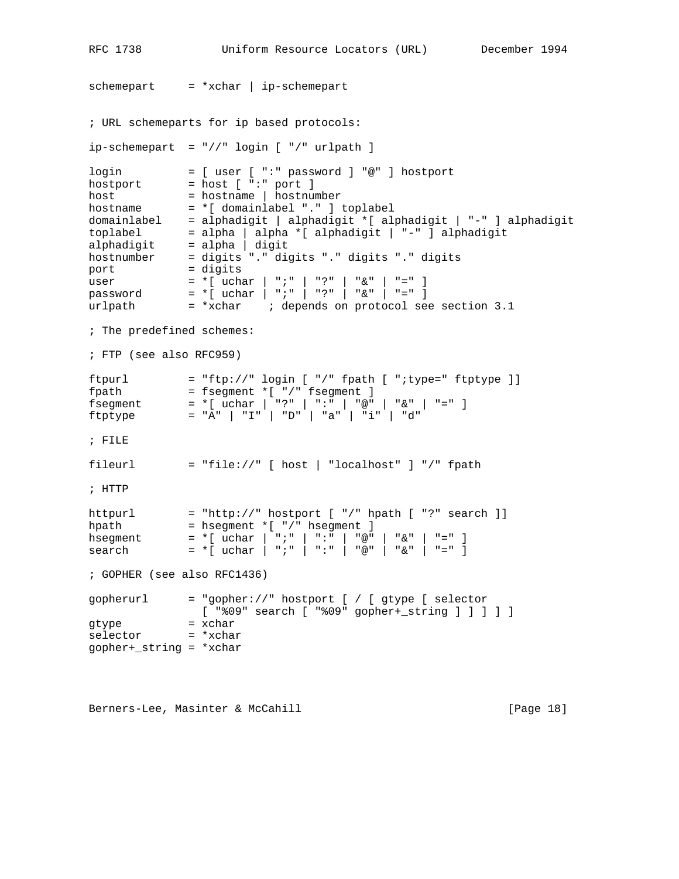```
schemepart     = *xchar | ip-schemepart


; URL schemeparts for ip based protocols:

ip-schemepart  = "//" login [ "/" urlpath ]

login          = [ user [ ":" password ] "@" ] hostport
hostport       = host [ ":" port ]
host           = hostname | hostnumber
hostname       = *[ domainlabel "." ] toplabel
domainlabel    = alphadigit | alphadigit *[ alphadigit | "-" ] alphadigit
toplabel       = alpha | alpha *[ alphadigit | "-" ] alphadigit
alphadigit     = alpha | digit
hostnumber     = digits "." digits "." digits "." digits
port           = digits
user           = *[ uchar | ";" | "?" | "&" | "=" ]
password       = *[ uchar | ";" | "?" | "&" | "=" ]
urlpath        = *xchar    ; depends on protocol see section 3.1

; The predefined schemes:

; FTP (see also RFC959)

ftpurl         = "ftp://" login [ "/" fpath [ ";type=" ftptype ]]
fpath          = fsegment *[ "/" fsegment ]
fsegment       = *[ uchar | "?" | ":" | "@" | "&" | "=" ]
ftptype        = "A" | "I" | "D" | "a" | "i" | "d"

; FILE

fileurl        = "file://" [ host | "localhost" ] "/" fpath

; HTTP

httpurl        = "http://" hostport [ "/" hpath [ "?" search ]]
hpath          = hsegment *[ "/" hsegment ]
hsegment       = *[ uchar | ";" | ":" | "@" | "&" | "=" ]
search         = *[ uchar | ";" | ":" | "@" | "&" | "=" ]

; GOPHER (see also RFC1436)

gopherurl      = "gopher://" hostport [ / [ gtype [ selector
                 [ "%09" search [ "%09" gopher+_string ] ] ] ] ]
gtype          = xchar
selector       = *xchar
gopher+_string = *xchar
```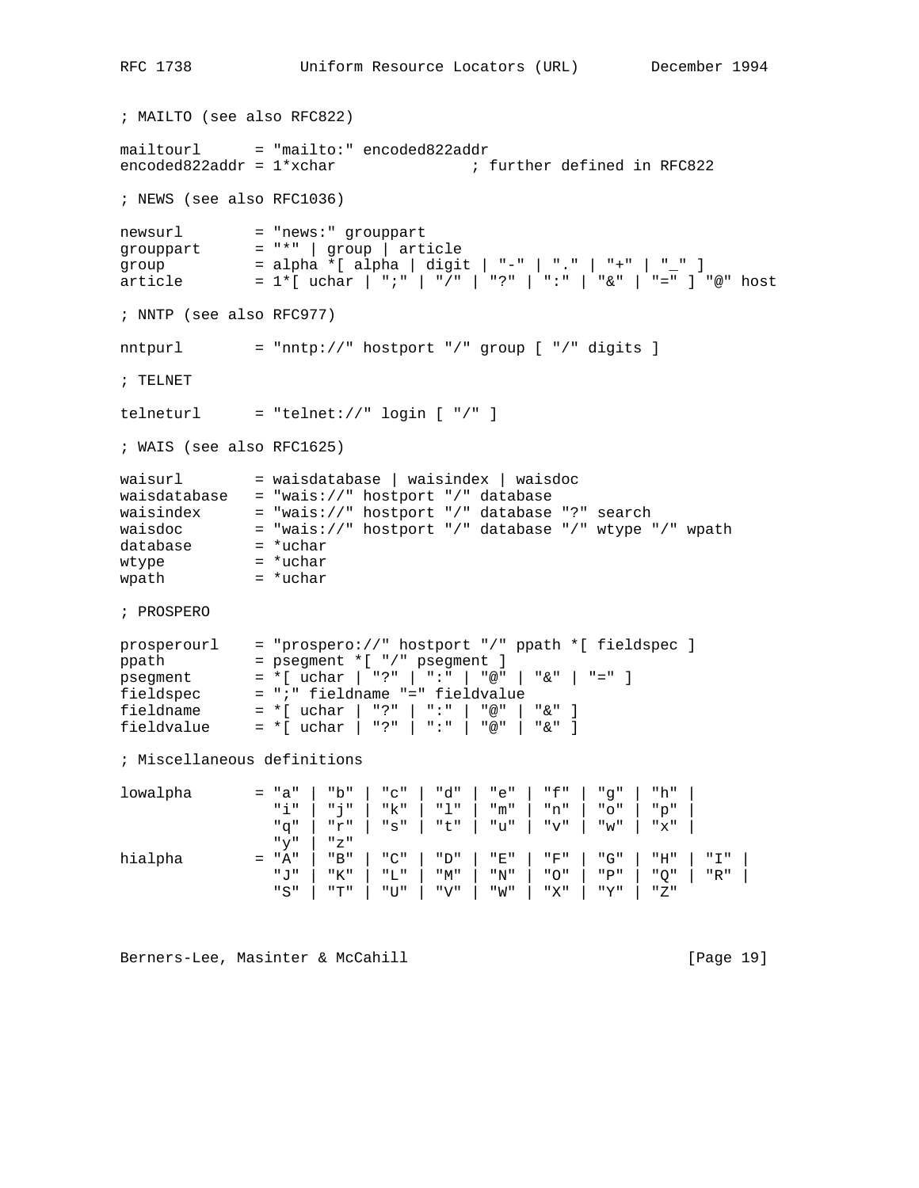```
; MAILTO (see also RFC822)

mailtourl      = "mailto:" encoded822addr
encoded822addr = 1*xchar               ; further defined in RFC822

; NEWS (see also RFC1036)

newsurl        = "news:" grouppart
grouppart      = "*" | group | article
group          = alpha *[ alpha | digit | "-" | "." | "+" | "_" ]
article        = 1*[ uchar | ";" | "/" | "?" | ":" | "&" | "=" ] "@" host

; NNTP (see also RFC977)

nntpurl        = "nntp://" hostport "/" group [ "/" digits ]

; TELNET

telneturl      = "telnet://" login [ "/" ]

; WAIS (see also RFC1625)

waisurl        = waisdatabase | waisindex | waisdoc
waisdatabase   = "wais://" hostport "/" database
waisindex      = "wais://" hostport "/" database "?" search
waisdoc        = "wais://" hostport "/" database "/" wtype "/" wpath
database       = *uchar
wtype          = *uchar
wpath          = *uchar

; PROSPERO

prosperourl    = "prospero://" hostport "/" ppath *[ fieldspec ]
ppath          = psegment *[ "/" psegment ]
psegment       = *[ uchar | "?" | ":" | "@" | "&" | "=" ]
fieldspec      = ";" fieldname "=" fieldvalue
fieldname      = *[ uchar | "?" | ":" | "@" | "&" ]
fieldvalue     = *[ uchar | "?" | ":" | "@" | "&" ]

; Miscellaneous definitions

lowalpha       = "a" | "b" | "c" | "d" | "e" | "f" | "g" | "h" |
                 "i" | "j" | "k" | "l" | "m" | "n" | "o" | "p" |
                 "q" | "r" | "s" | "t" | "u" | "v" | "w" | "x" |
                 "y" | "z"
hialpha        = "A" | "B" | "C" | "D" | "E" | "F" | "G" | "H" | "I" |
                 "J" | "K" | "L" | "M" | "N" | "O" | "P" | "Q" | "R" |
                 "S" | "T" | "U" | "V" | "W" | "X" | "Y" | "Z"
```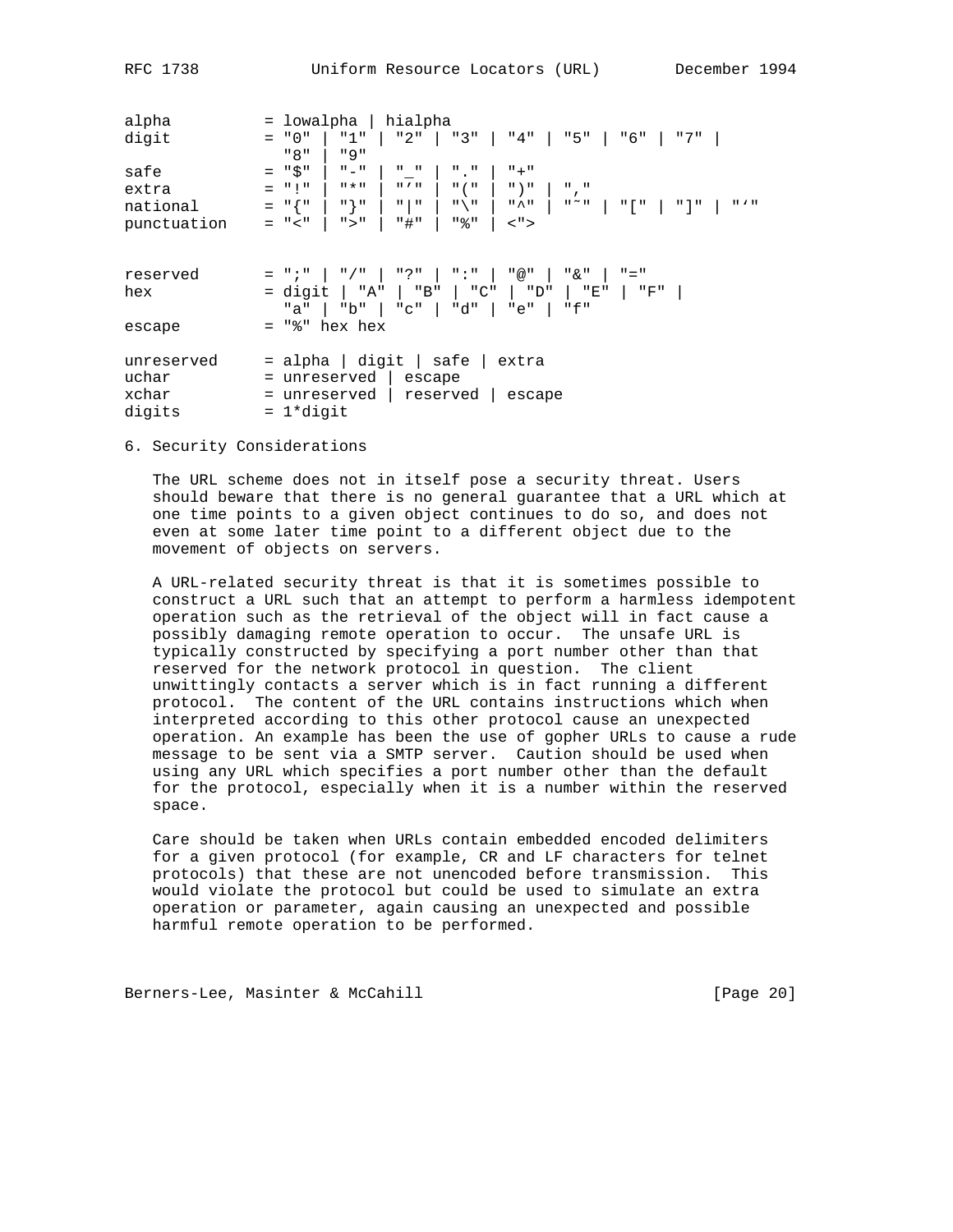```
alpha          = lowalpha | hialpha
digit          = "0" | "1" | "2" | "3" | "4" | "5" | "6" | "7" |
                 "8" | "9"
safe           = "$" | "-" | "_" | "." | "+"
extra          = "!" | "*" | "'" | "(" | ")" | ","
national       = "{" | "}" | "|" | "\" | "^" | "~" | "[" | "]" | "`"
punctuation    = "<" | ">" | "#" | "%" | <">


reserved       = ";" | "/" | "?" | ":" | "@" | "&" | "="
hex            = digit | "A" | "B" | "C" | "D" | "E" | "F" |
                 "a" | "b" | "c" | "d" | "e" | "f"
escape         = "%" hex hex

unreserved     = alpha | digit | safe | extra
uchar          = unreserved | escape
xchar          = unreserved | reserved | escape
digits         = 1*digit
```

## 6. Security Considerations

The URL scheme does not in itself pose a security threat. Users should beware that there is no general guarantee that a URL which at one time points to a given object continues to do so, and does not even at some later time point to a different object due to the movement of objects on servers.

A URL-related security threat is that it is sometimes possible to construct a URL such that an attempt to perform a harmless idempotent operation such as the retrieval of the object will in fact cause a possibly damaging remote operation to occur. The unsafe URL is typically constructed by specifying a port number other than that reserved for the network protocol in question. The client unwittingly contacts a server which is in fact running a different protocol. The content of the URL contains instructions which when interpreted according to this other protocol cause an unexpected operation. An example has been the use of gopher URLs to cause a rude message to be sent via a SMTP server. Caution should be used when using any URL which specifies a port number other than the default for the protocol, especially when it is a number within the reserved space.

Care should be taken when URLs contain embedded encoded delimiters for a given protocol (for example, CR and LF characters for telnet protocols) that these are not unencoded before transmission. This would violate the protocol but could be used to simulate an extra operation or parameter, again causing an unexpected and possible harmful remote operation to be performed.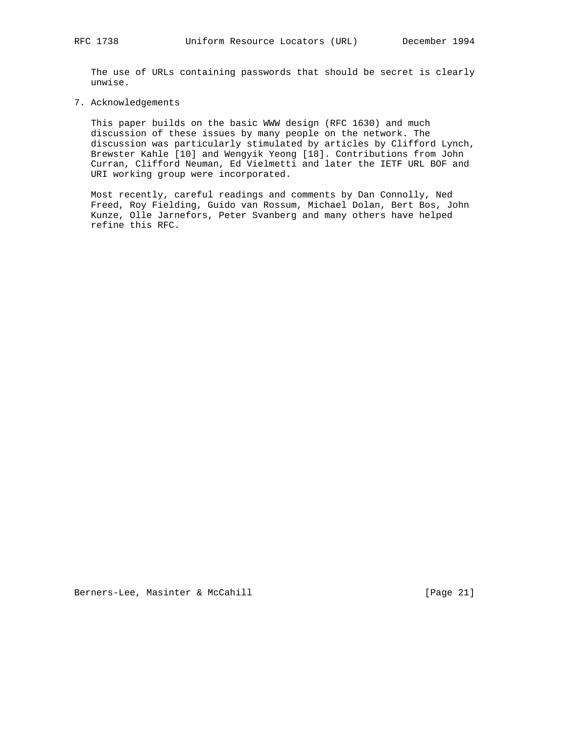The use of URLs containing passwords that should be secret is clearly unwise.

## 7. Acknowledgements

This paper builds on the basic WWW design (RFC 1630) and much discussion of these issues by many people on the network. The discussion was particularly stimulated by articles by Clifford Lynch, Brewster Kahle [10] and Wengyik Yeong [18]. Contributions from John Curran, Clifford Neuman, Ed Vielmetti and later the IETF URL BOF and URI working group were incorporated.

Most recently, careful readings and comments by Dan Connolly, Ned Freed, Roy Fielding, Guido van Rossum, Michael Dolan, Bert Bos, John Kunze, Olle Jarnefors, Peter Svanberg and many others have helped refine this RFC.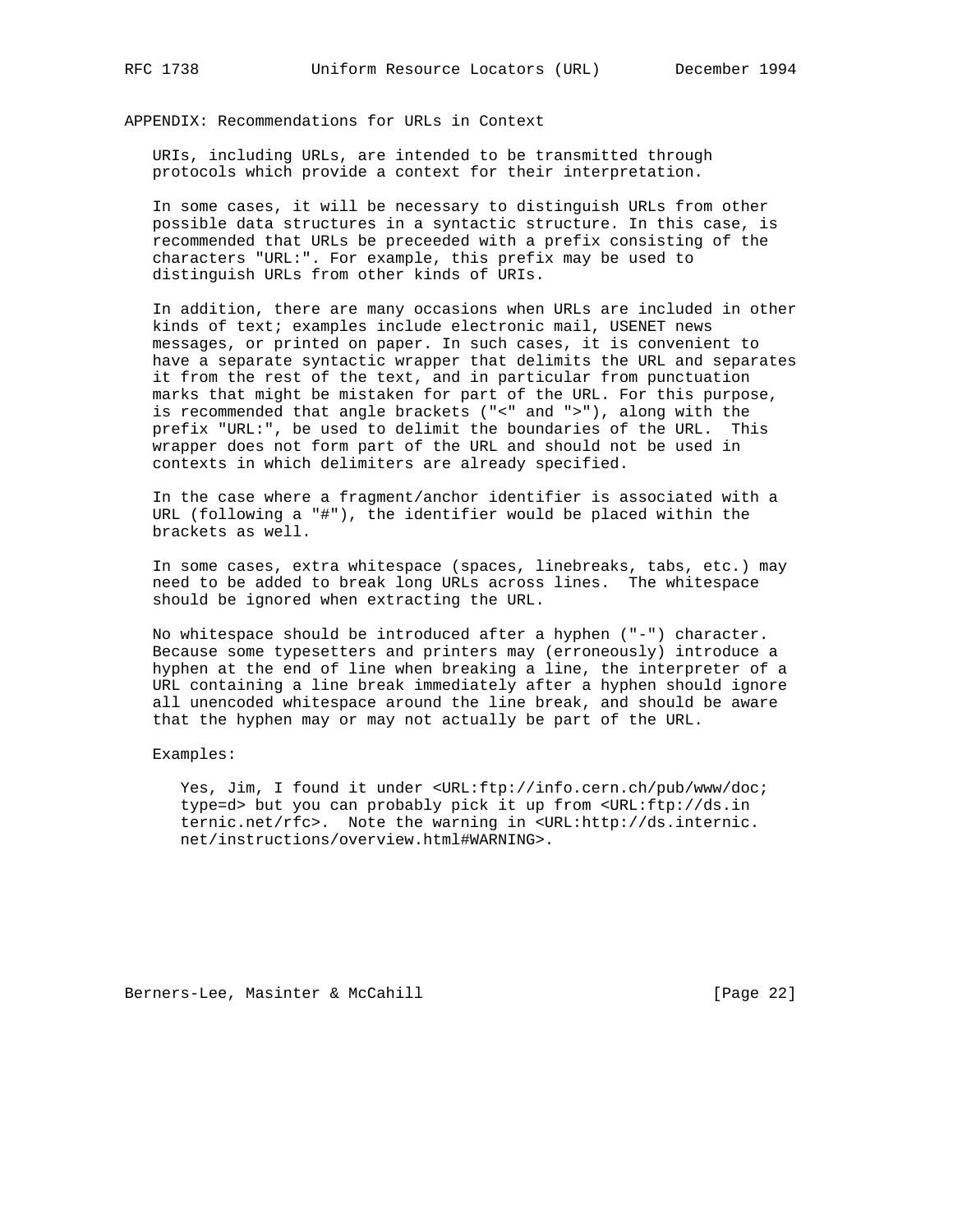## APPENDIX: Recommendations for URLs in Context

URIs, including URLs, are intended to be transmitted through protocols which provide a context for their interpretation.

In some cases, it will be necessary to distinguish URLs from other possible data structures in a syntactic structure. In this case, is recommended that URLs be preceeded with a prefix consisting of the characters "URL:". For example, this prefix may be used to distinguish URLs from other kinds of URIs.

In addition, there are many occasions when URLs are included in other kinds of text; examples include electronic mail, USENET news messages, or printed on paper. In such cases, it is convenient to have a separate syntactic wrapper that delimits the URL and separates it from the rest of the text, and in particular from punctuation marks that might be mistaken for part of the URL. For this purpose, is recommended that angle brackets ("<" and ">"), along with the prefix "URL:", be used to delimit the boundaries of the URL.  This wrapper does not form part of the URL and should not be used in contexts in which delimiters are already specified.

In the case where a fragment/anchor identifier is associated with a URL (following a "#"), the identifier would be placed within the brackets as well.

In some cases, extra whitespace (spaces, linebreaks, tabs, etc.) may need to be added to break long URLs across lines.  The whitespace should be ignored when extracting the URL.

No whitespace should be introduced after a hyphen ("-") character. Because some typesetters and printers may (erroneously) introduce a hyphen at the end of line when breaking a line, the interpreter of a URL containing a line break immediately after a hyphen should ignore all unencoded whitespace around the line break, and should be aware that the hyphen may or may not actually be part of the URL.

Examples:

```
Yes, Jim, I found it under <URL:ftp://info.cern.ch/pub/www/doc;
type=d> but you can probably pick it up from <URL:ftp://ds.in
ternic.net/rfc>.  Note the warning in <URL:http://ds.internic.
net/instructions/overview.html#WARNING>.
```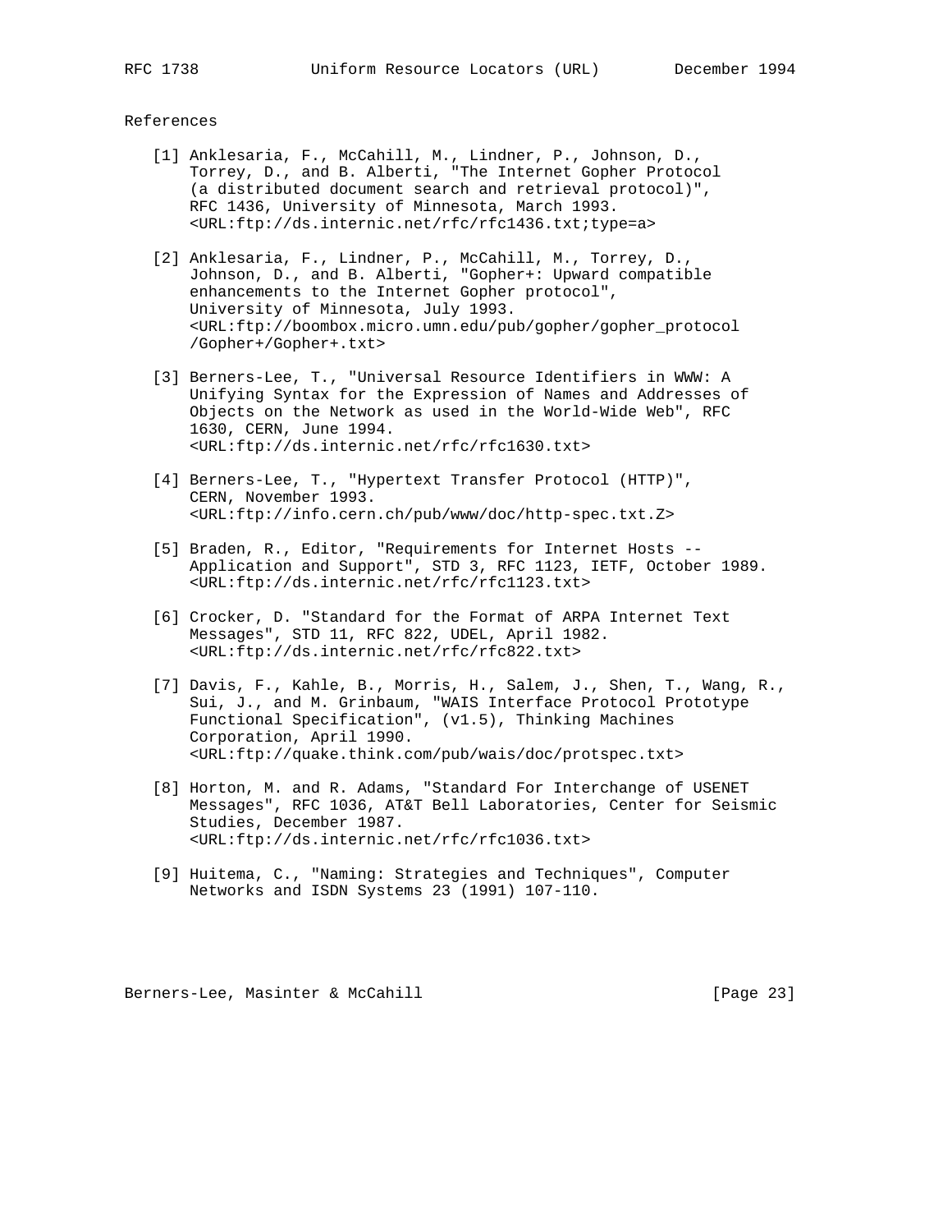## References

[1] Anklesaria, F., McCahill, M., Lindner, P., Johnson, D., Torrey, D., and B. Alberti, "The Internet Gopher Protocol (a distributed document search and retrieval protocol)", RFC 1436, University of Minnesota, March 1993. <URL:ftp://ds.internic.net/rfc/rfc1436.txt;type=a>

[2] Anklesaria, F., Lindner, P., McCahill, M., Torrey, D., Johnson, D., and B. Alberti, "Gopher+: Upward compatible enhancements to the Internet Gopher protocol", University of Minnesota, July 1993. <URL:ftp://boombox.micro.umn.edu/pub/gopher/gopher_protocol /Gopher+/Gopher+.txt>

[3] Berners-Lee, T., "Universal Resource Identifiers in WWW: A Unifying Syntax for the Expression of Names and Addresses of Objects on the Network as used in the World-Wide Web", RFC 1630, CERN, June 1994. <URL:ftp://ds.internic.net/rfc/rfc1630.txt>

[4] Berners-Lee, T., "Hypertext Transfer Protocol (HTTP)", CERN, November 1993. <URL:ftp://info.cern.ch/pub/www/doc/http-spec.txt.Z>

[5] Braden, R., Editor, "Requirements for Internet Hosts -- Application and Support", STD 3, RFC 1123, IETF, October 1989. <URL:ftp://ds.internic.net/rfc/rfc1123.txt>

[6] Crocker, D. "Standard for the Format of ARPA Internet Text Messages", STD 11, RFC 822, UDEL, April 1982. <URL:ftp://ds.internic.net/rfc/rfc822.txt>

[7] Davis, F., Kahle, B., Morris, H., Salem, J., Shen, T., Wang, R., Sui, J., and M. Grinbaum, "WAIS Interface Protocol Prototype Functional Specification", (v1.5), Thinking Machines Corporation, April 1990. <URL:ftp://quake.think.com/pub/wais/doc/protspec.txt>

[8] Horton, M. and R. Adams, "Standard For Interchange of USENET Messages", RFC 1036, AT&T Bell Laboratories, Center for Seismic Studies, December 1987. <URL:ftp://ds.internic.net/rfc/rfc1036.txt>

[9] Huitema, C., "Naming: Strategies and Techniques", Computer Networks and ISDN Systems 23 (1991) 107-110.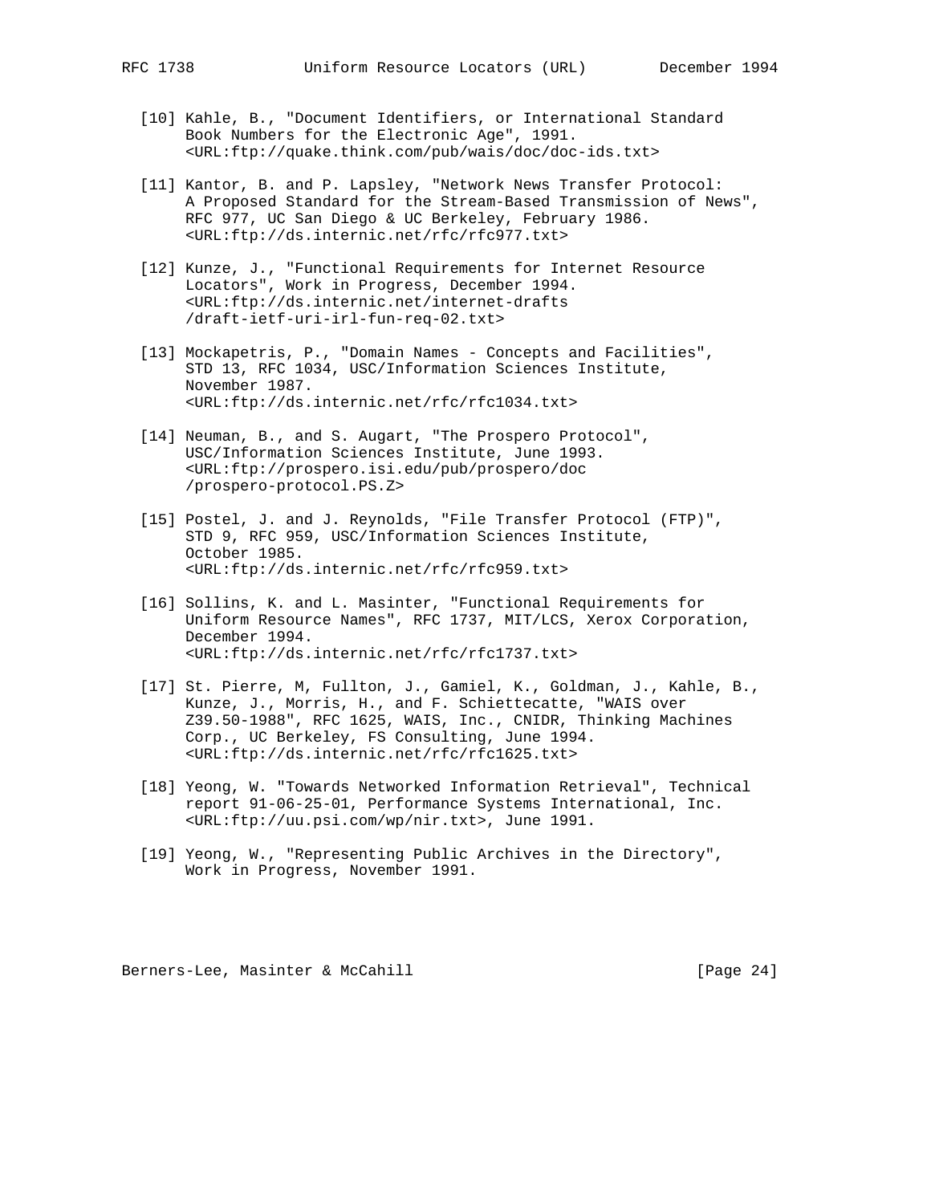[10] Kahle, B., "Document Identifiers, or International Standard Book Numbers for the Electronic Age", 1991. <URL:ftp://quake.think.com/pub/wais/doc/doc-ids.txt>

[11] Kantor, B. and P. Lapsley, "Network News Transfer Protocol: A Proposed Standard for the Stream-Based Transmission of News", RFC 977, UC San Diego & UC Berkeley, February 1986. <URL:ftp://ds.internic.net/rfc/rfc977.txt>

[12] Kunze, J., "Functional Requirements for Internet Resource Locators", Work in Progress, December 1994. <URL:ftp://ds.internic.net/internet-drafts /draft-ietf-uri-irl-fun-req-02.txt>

[13] Mockapetris, P., "Domain Names - Concepts and Facilities", STD 13, RFC 1034, USC/Information Sciences Institute, November 1987. <URL:ftp://ds.internic.net/rfc/rfc1034.txt>

[14] Neuman, B., and S. Augart, "The Prospero Protocol", USC/Information Sciences Institute, June 1993. <URL:ftp://prospero.isi.edu/pub/prospero/doc /prospero-protocol.PS.Z>

[15] Postel, J. and J. Reynolds, "File Transfer Protocol (FTP)", STD 9, RFC 959, USC/Information Sciences Institute, October 1985. <URL:ftp://ds.internic.net/rfc/rfc959.txt>

[16] Sollins, K. and L. Masinter, "Functional Requirements for Uniform Resource Names", RFC 1737, MIT/LCS, Xerox Corporation, December 1994. <URL:ftp://ds.internic.net/rfc/rfc1737.txt>

[17] St. Pierre, M, Fullton, J., Gamiel, K., Goldman, J., Kahle, B., Kunze, J., Morris, H., and F. Schiettecatte, "WAIS over Z39.50-1988", RFC 1625, WAIS, Inc., CNIDR, Thinking Machines Corp., UC Berkeley, FS Consulting, June 1994. <URL:ftp://ds.internic.net/rfc/rfc1625.txt>

[18] Yeong, W. "Towards Networked Information Retrieval", Technical report 91-06-25-01, Performance Systems International, Inc. <URL:ftp://uu.psi.com/wp/nir.txt>, June 1991.

[19] Yeong, W., "Representing Public Archives in the Directory", Work in Progress, November 1991.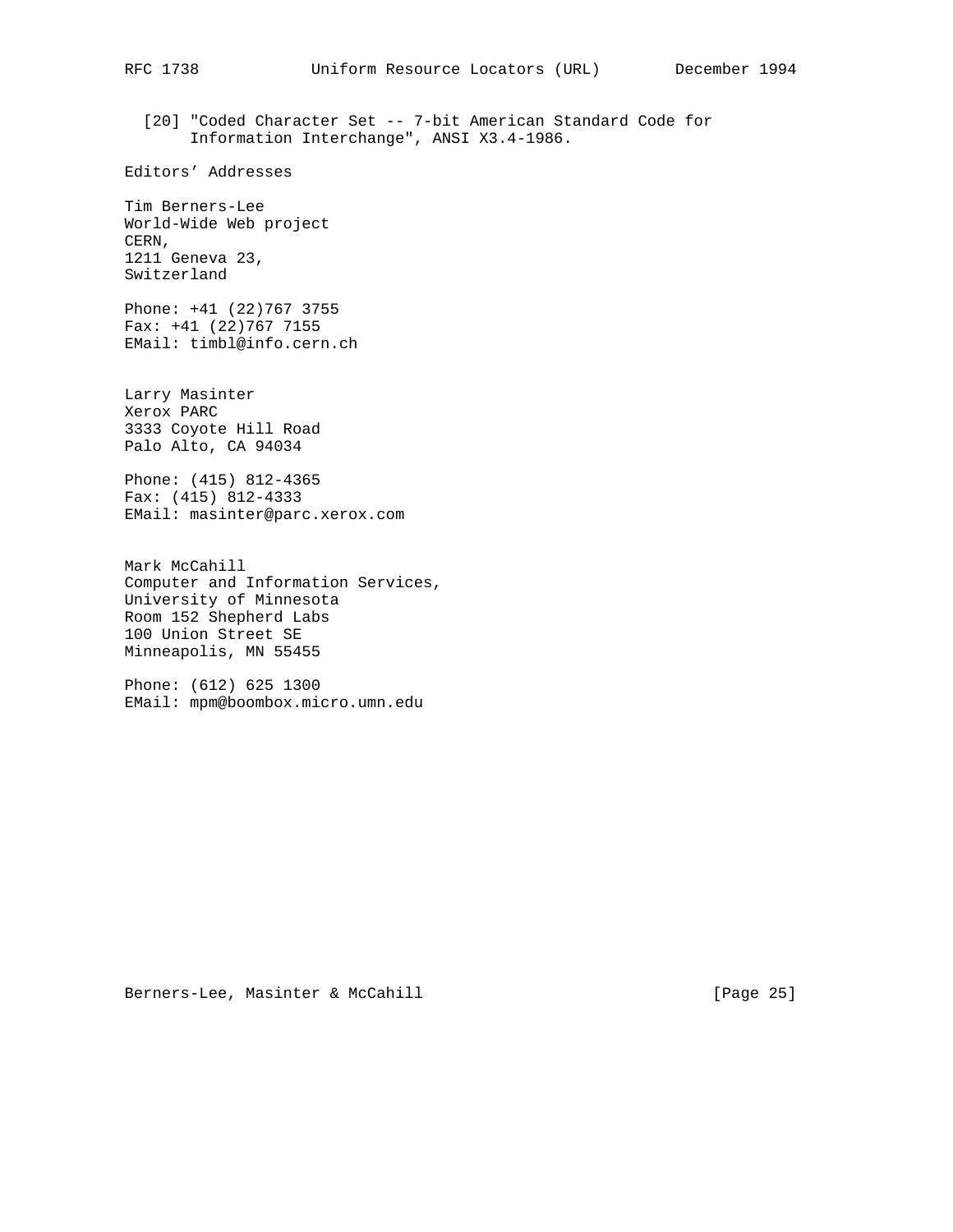[20] "Coded Character Set -- 7-bit American Standard Code for Information Interchange", ANSI X3.4-1986.

## Editors' Addresses

Tim Berners-Lee
World-Wide Web project
CERN,
1211 Geneva 23,
Switzerland

Phone: +41 (22)767 3755
Fax: +41 (22)767 7155
EMail: timbl@info.cern.ch

Larry Masinter
Xerox PARC
3333 Coyote Hill Road
Palo Alto, CA 94034

Phone: (415) 812-4365
Fax: (415) 812-4333
EMail: masinter@parc.xerox.com

Mark McCahill
Computer and Information Services,
University of Minnesota
Room 152 Shepherd Labs
100 Union Street SE
Minneapolis, MN 55455

Phone: (612) 625 1300
EMail: mpm@boombox.micro.umn.edu